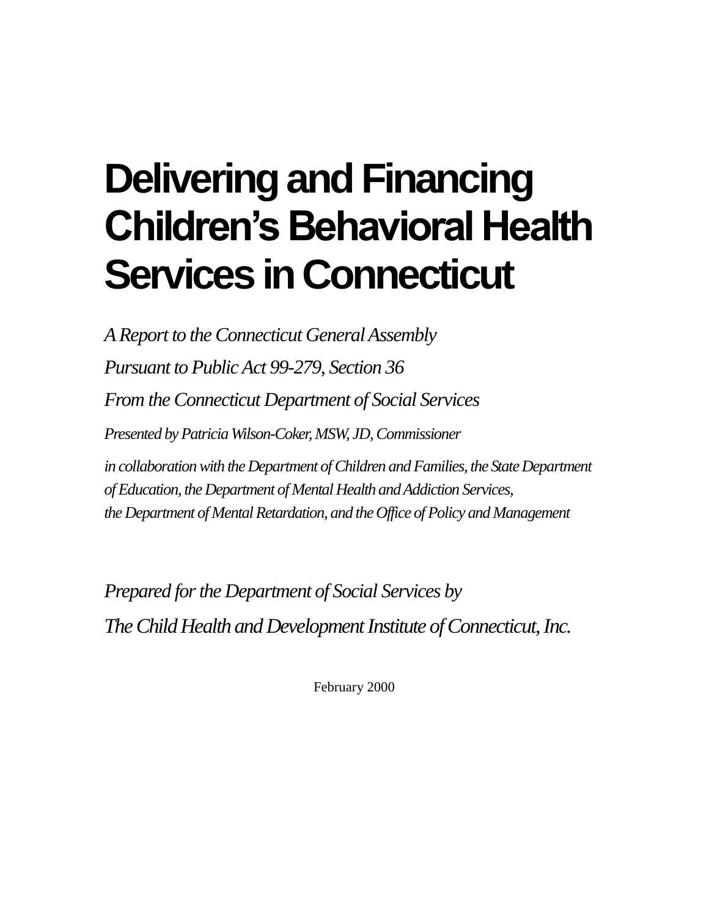# Delivering and Financing Children's Behavioral Health Services in Connecticut

*A Report to the Connecticut General Assembly*

*Pursuant to Public Act 99-279, Section 36*

*From the Connecticut Department of Social Services*

*Presented by Patricia Wilson-Coker, MSW, JD, Commissioner*

*in collaboration with the Department of Children and Families, the State Department of Education, the Department of Mental Health and Addiction Services, the Department of Mental Retardation, and the Office of Policy and Management*

*Prepared for the Department of Social Services by*

*The Child Health and Development Institute of Connecticut, Inc.*

February 2000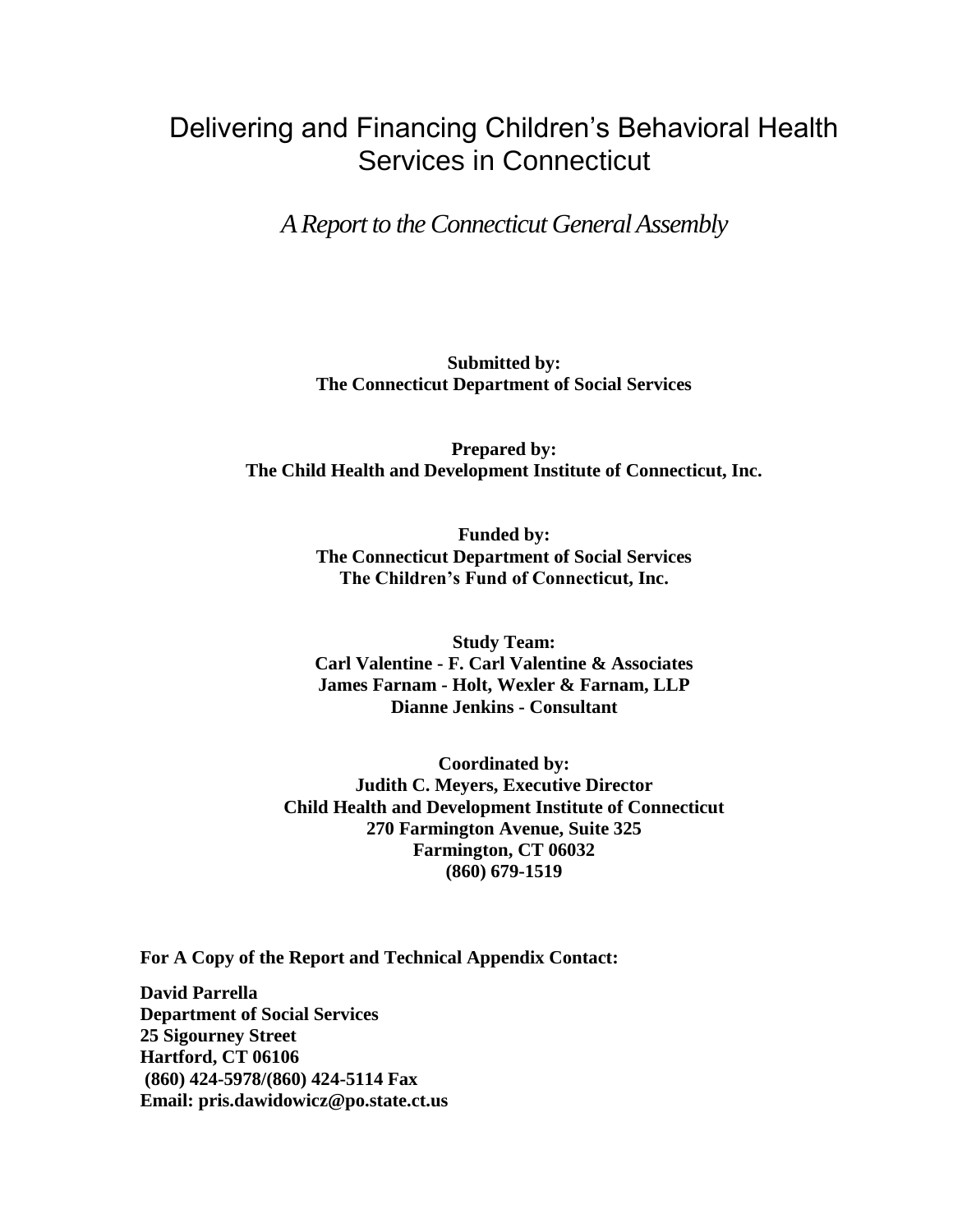# Delivering and Financing Children's Behavioral Health Services in Connecticut

*A Report to the Connecticut General Assembly*

**Submitted by:**
**The Connecticut Department of Social Services**

**Prepared by:**
**The Child Health and Development Institute of Connecticut, Inc.**

**Funded by:**
**The Connecticut Department of Social Services**
**The Children's Fund of Connecticut, Inc.**

**Study Team:**
**Carl Valentine - F. Carl Valentine & Associates**
**James Farnam - Holt, Wexler & Farnam, LLP**
**Dianne Jenkins - Consultant**

**Coordinated by:**
**Judith C. Meyers, Executive Director**
**Child Health and Development Institute of Connecticut**
**270 Farmington Avenue, Suite 325**
**Farmington, CT 06032**
**(860) 679-1519**

**For A Copy of the Report and Technical Appendix Contact:**

**David Parrella**
**Department of Social Services**
**25 Sigourney Street**
**Hartford, CT 06106**
**(860) 424-5978/(860) 424-5114 Fax**
**Email: pris.dawidowicz@po.state.ct.us**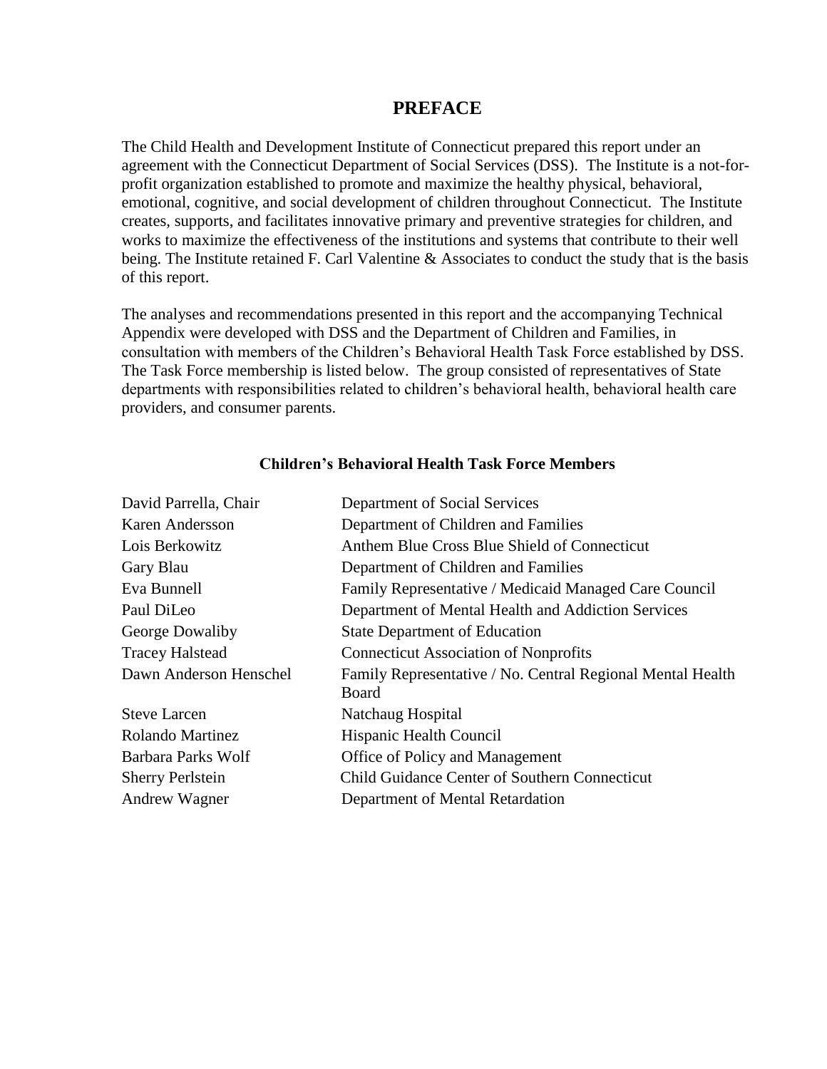# PREFACE

The Child Health and Development Institute of Connecticut prepared this report under an agreement with the Connecticut Department of Social Services (DSS). The Institute is a not-for-profit organization established to promote and maximize the healthy physical, behavioral, emotional, cognitive, and social development of children throughout Connecticut. The Institute creates, supports, and facilitates innovative primary and preventive strategies for children, and works to maximize the effectiveness of the institutions and systems that contribute to their well being. The Institute retained F. Carl Valentine & Associates to conduct the study that is the basis of this report.

The analyses and recommendations presented in this report and the accompanying Technical Appendix were developed with DSS and the Department of Children and Families, in consultation with members of the Children's Behavioral Health Task Force established by DSS. The Task Force membership is listed below. The group consisted of representatives of State departments with responsibilities related to children's behavioral health, behavioral health care providers, and consumer parents.

### Children's Behavioral Health Task Force Members

| Name | Organization |
|---|---|
| David Parrella, Chair | Department of Social Services |
| Karen Andersson | Department of Children and Families |
| Lois Berkowitz | Anthem Blue Cross Blue Shield of Connecticut |
| Gary Blau | Department of Children and Families |
| Eva Bunnell | Family Representative / Medicaid Managed Care Council |
| Paul DiLeo | Department of Mental Health and Addiction Services |
| George Dowaliby | State Department of Education |
| Tracey Halstead | Connecticut Association of Nonprofits |
| Dawn Anderson Henschel | Family Representative / No. Central Regional Mental Health Board |
| Steve Larcen | Natchaug Hospital |
| Rolando Martinez | Hispanic Health Council |
| Barbara Parks Wolf | Office of Policy and Management |
| Sherry Perlstein | Child Guidance Center of Southern Connecticut |
| Andrew Wagner | Department of Mental Retardation |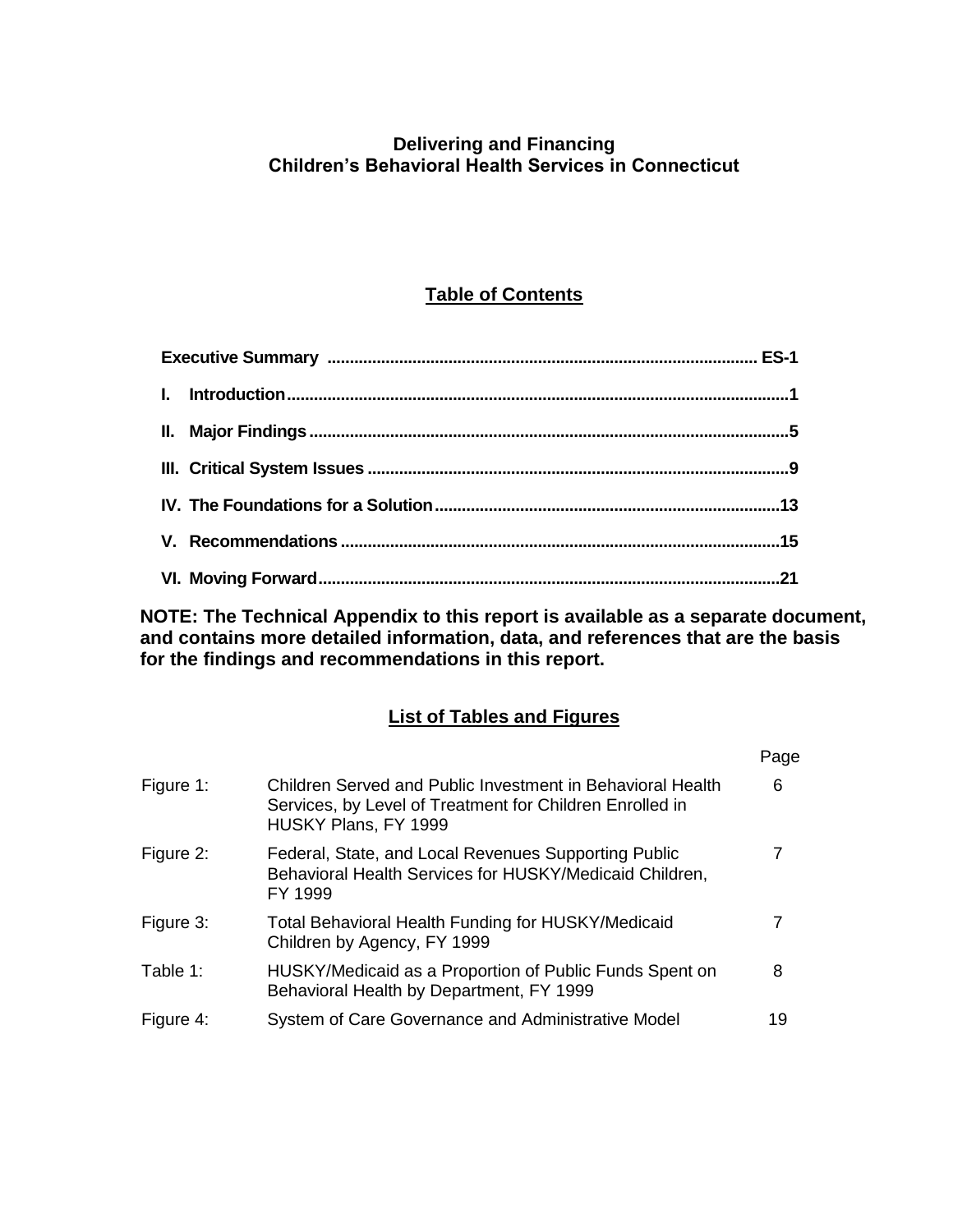# Delivering and Financing Children's Behavioral Health Services in Connecticut

## Table of Contents

| | |
|---|---|
| **Executive Summary** | **ES-1** |
| **I. Introduction** | **1** |
| **II. Major Findings** | **5** |
| **III. Critical System Issues** | **9** |
| **IV. The Foundations for a Solution** | **13** |
| **V. Recommendations** | **15** |
| **VI. Moving Forward** | **21** |

**NOTE: The Technical Appendix to this report is available as a separate document, and contains more detailed information, data, and references that are the basis for the findings and recommendations in this report.**

## List of Tables and Figures

| | | Page |
|---|---|---|
| Figure 1: | Children Served and Public Investment in Behavioral Health Services, by Level of Treatment for Children Enrolled in HUSKY Plans, FY 1999 | 6 |
| Figure 2: | Federal, State, and Local Revenues Supporting Public Behavioral Health Services for HUSKY/Medicaid Children, FY 1999 | 7 |
| Figure 3: | Total Behavioral Health Funding for HUSKY/Medicaid Children by Agency, FY 1999 | 7 |
| Table 1: | HUSKY/Medicaid as a Proportion of Public Funds Spent on Behavioral Health by Department, FY 1999 | 8 |
| Figure 4: | System of Care Governance and Administrative Model | 19 |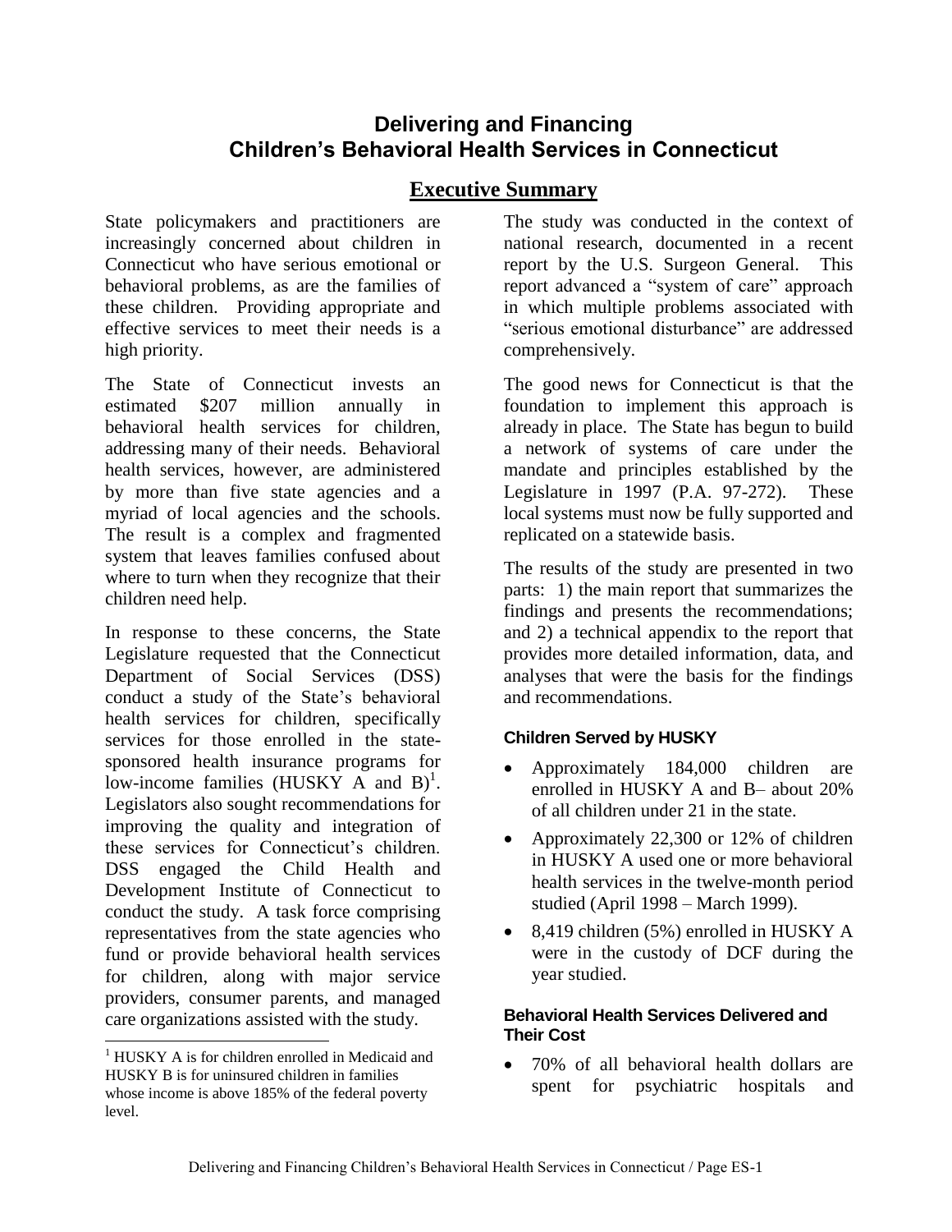# Delivering and Financing Children's Behavioral Health Services in Connecticut

## Executive Summary

State policymakers and practitioners are increasingly concerned about children in Connecticut who have serious emotional or behavioral problems, as are the families of these children. Providing appropriate and effective services to meet their needs is a high priority.

The State of Connecticut invests an estimated $207 million annually in behavioral health services for children, addressing many of their needs. Behavioral health services, however, are administered by more than five state agencies and a myriad of local agencies and the schools. The result is a complex and fragmented system that leaves families confused about where to turn when they recognize that their children need help.

In response to these concerns, the State Legislature requested that the Connecticut Department of Social Services (DSS) conduct a study of the State's behavioral health services for children, specifically services for those enrolled in the state-sponsored health insurance programs for low-income families (HUSKY A and B)[1]. Legislators also sought recommendations for improving the quality and integration of these services for Connecticut's children. DSS engaged the Child Health and Development Institute of Connecticut to conduct the study. A task force comprising representatives from the state agencies who fund or provide behavioral health services for children, along with major service providers, consumer parents, and managed care organizations assisted with the study.

[1] HUSKY A is for children enrolled in Medicaid and HUSKY B is for uninsured children in families whose income is above 185% of the federal poverty level.

The study was conducted in the context of national research, documented in a recent report by the U.S. Surgeon General. This report advanced a "system of care" approach in which multiple problems associated with "serious emotional disturbance" are addressed comprehensively.

The good news for Connecticut is that the foundation to implement this approach is already in place. The State has begun to build a network of systems of care under the mandate and principles established by the Legislature in 1997 (P.A. 97-272). These local systems must now be fully supported and replicated on a statewide basis.

The results of the study are presented in two parts: 1) the main report that summarizes the findings and presents the recommendations; and 2) a technical appendix to the report that provides more detailed information, data, and analyses that were the basis for the findings and recommendations.

### Children Served by HUSKY

- Approximately 184,000 children are enrolled in HUSKY A and B– about 20% of all children under 21 in the state.
- Approximately 22,300 or 12% of children in HUSKY A used one or more behavioral health services in the twelve-month period studied (April 1998 – March 1999).
- 8,419 children (5%) enrolled in HUSKY A were in the custody of DCF during the year studied.

### Behavioral Health Services Delivered and Their Cost

- 70% of all behavioral health dollars are spent for psychiatric hospitals and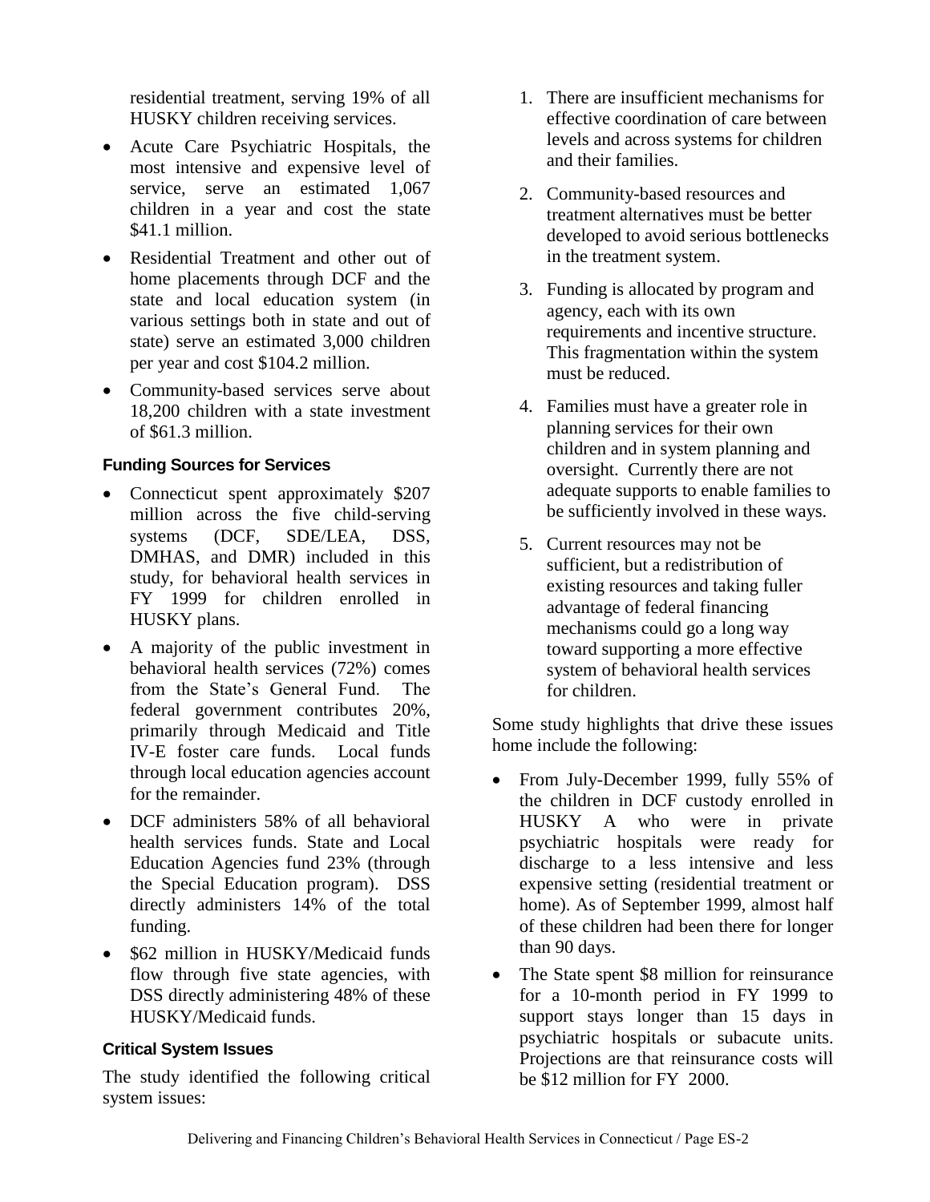residential treatment, serving 19% of all HUSKY children receiving services.

- Acute Care Psychiatric Hospitals, the most intensive and expensive level of service, serve an estimated 1,067 children in a year and cost the state $41.1 million.
- Residential Treatment and other out of home placements through DCF and the state and local education system (in various settings both in state and out of state) serve an estimated 3,000 children per year and cost $104.2 million.
- Community-based services serve about 18,200 children with a state investment of $61.3 million.

### Funding Sources for Services

- Connecticut spent approximately $207 million across the five child-serving systems (DCF, SDE/LEA, DSS, DMHAS, and DMR) included in this study, for behavioral health services in FY 1999 for children enrolled in HUSKY plans.
- A majority of the public investment in behavioral health services (72%) comes from the State's General Fund. The federal government contributes 20%, primarily through Medicaid and Title IV-E foster care funds. Local funds through local education agencies account for the remainder.
- DCF administers 58% of all behavioral health services funds. State and Local Education Agencies fund 23% (through the Special Education program). DSS directly administers 14% of the total funding.
- $62 million in HUSKY/Medicaid funds flow through five state agencies, with DSS directly administering 48% of these HUSKY/Medicaid funds.

### Critical System Issues

The study identified the following critical system issues:

1. There are insufficient mechanisms for effective coordination of care between levels and across systems for children and their families.
2. Community-based resources and treatment alternatives must be better developed to avoid serious bottlenecks in the treatment system.
3. Funding is allocated by program and agency, each with its own requirements and incentive structure. This fragmentation within the system must be reduced.
4. Families must have a greater role in planning services for their own children and in system planning and oversight. Currently there are not adequate supports to enable families to be sufficiently involved in these ways.
5. Current resources may not be sufficient, but a redistribution of existing resources and taking fuller advantage of federal financing mechanisms could go a long way toward supporting a more effective system of behavioral health services for children.

Some study highlights that drive these issues home include the following:

- From July-December 1999, fully 55% of the children in DCF custody enrolled in HUSKY A who were in private psychiatric hospitals were ready for discharge to a less intensive and less expensive setting (residential treatment or home). As of September 1999, almost half of these children had been there for longer than 90 days.
- The State spent $8 million for reinsurance for a 10-month period in FY 1999 to support stays longer than 15 days in psychiatric hospitals or subacute units. Projections are that reinsurance costs will be $12 million for FY 2000.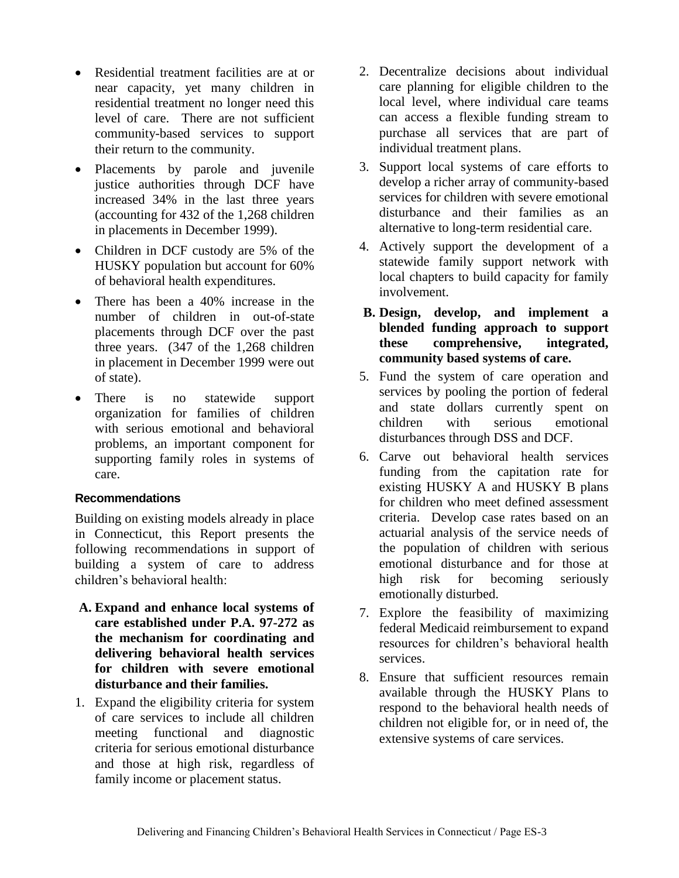- Residential treatment facilities are at or near capacity, yet many children in residential treatment no longer need this level of care. There are not sufficient community-based services to support their return to the community.
- Placements by parole and juvenile justice authorities through DCF have increased 34% in the last three years (accounting for 432 of the 1,268 children in placements in December 1999).
- Children in DCF custody are 5% of the HUSKY population but account for 60% of behavioral health expenditures.
- There has been a 40% increase in the number of children in out-of-state placements through DCF over the past three years. (347 of the 1,268 children in placement in December 1999 were out of state).
- There is no statewide support organization for families of children with serious emotional and behavioral problems, an important component for supporting family roles in systems of care.

#### Recommendations

Building on existing models already in place in Connecticut, this Report presents the following recommendations in support of building a system of care to address children's behavioral health:

**A. Expand and enhance local systems of care established under P.A. 97-272 as the mechanism for coordinating and delivering behavioral health services for children with severe emotional disturbance and their families.**

1. Expand the eligibility criteria for system of care services to include all children meeting functional and diagnostic criteria for serious emotional disturbance and those at high risk, regardless of family income or placement status.
2. Decentralize decisions about individual care planning for eligible children to the local level, where individual care teams can access a flexible funding stream to purchase all services that are part of individual treatment plans.
3. Support local systems of care efforts to develop a richer array of community-based services for children with severe emotional disturbance and their families as an alternative to long-term residential care.
4. Actively support the development of a statewide family support network with local chapters to build capacity for family involvement.

**B. Design, develop, and implement a blended funding approach to support these comprehensive, integrated, community based systems of care.**

5. Fund the system of care operation and services by pooling the portion of federal and state dollars currently spent on children with serious emotional disturbances through DSS and DCF.
6. Carve out behavioral health services funding from the capitation rate for existing HUSKY A and HUSKY B plans for children who meet defined assessment criteria. Develop case rates based on an actuarial analysis of the service needs of the population of children with serious emotional disturbance and for those at high risk for becoming seriously emotionally disturbed.
7. Explore the feasibility of maximizing federal Medicaid reimbursement to expand resources for children's behavioral health services.
8. Ensure that sufficient resources remain available through the HUSKY Plans to respond to the behavioral health needs of children not eligible for, or in need of, the extensive systems of care services.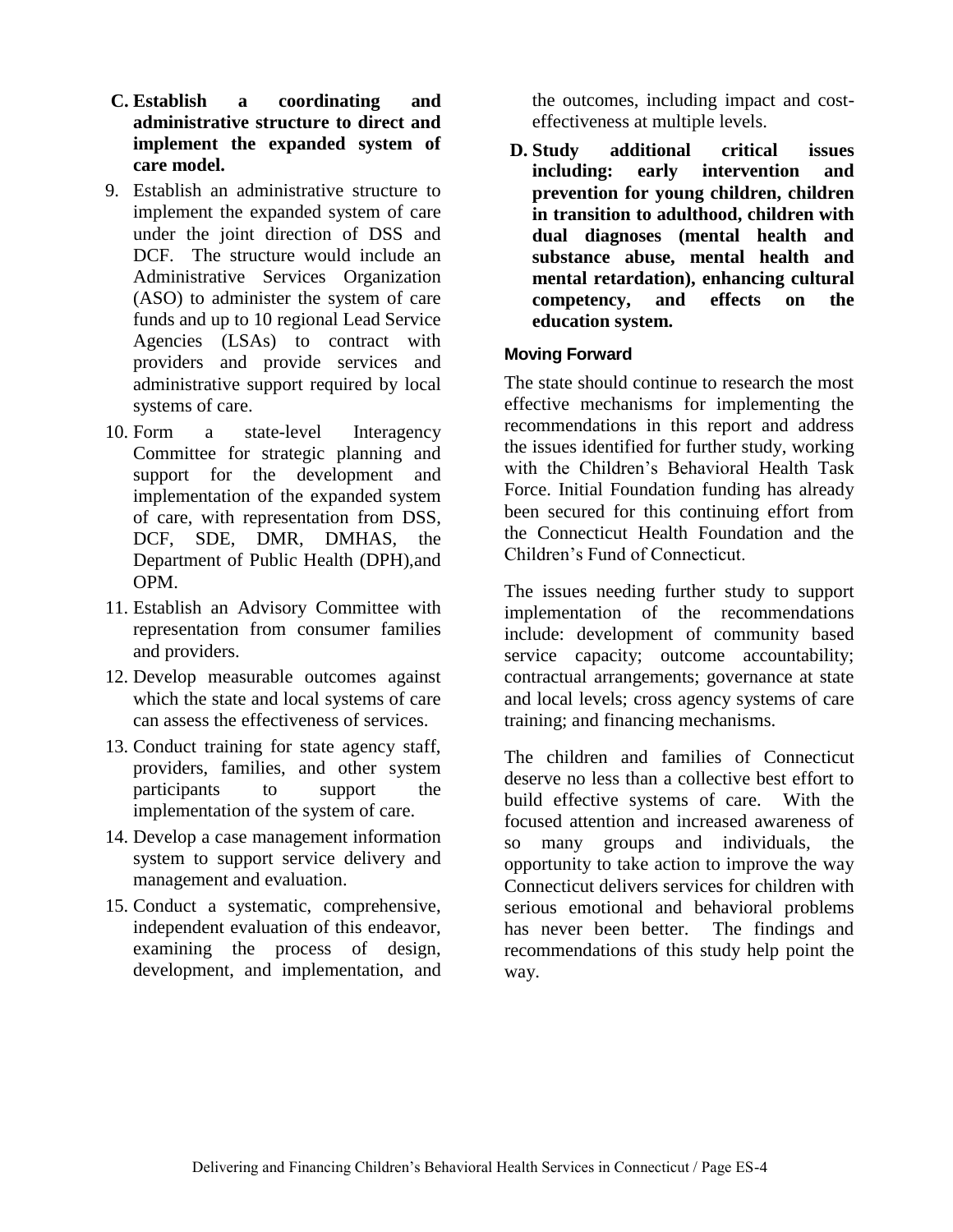**C. Establish a coordinating and administrative structure to direct and implement the expanded system of care model.**

9. Establish an administrative structure to implement the expanded system of care under the joint direction of DSS and DCF. The structure would include an Administrative Services Organization (ASO) to administer the system of care funds and up to 10 regional Lead Service Agencies (LSAs) to contract with providers and provide services and administrative support required by local systems of care.
10. Form a state-level Interagency Committee for strategic planning and support for the development and implementation of the expanded system of care, with representation from DSS, DCF, SDE, DMR, DMHAS, the Department of Public Health (DPH),and OPM.
11. Establish an Advisory Committee with representation from consumer families and providers.
12. Develop measurable outcomes against which the state and local systems of care can assess the effectiveness of services.
13. Conduct training for state agency staff, providers, families, and other system participants to support the implementation of the system of care.
14. Develop a case management information system to support service delivery and management and evaluation.
15. Conduct a systematic, comprehensive, independent evaluation of this endeavor, examining the process of design, development, and implementation, and the outcomes, including impact and cost-effectiveness at multiple levels.

**D. Study additional critical issues including: early intervention and prevention for young children, children in transition to adulthood, children with dual diagnoses (mental health and substance abuse, mental health and mental retardation), enhancing cultural competency, and effects on the education system.**

### Moving Forward

The state should continue to research the most effective mechanisms for implementing the recommendations in this report and address the issues identified for further study, working with the Children's Behavioral Health Task Force. Initial Foundation funding has already been secured for this continuing effort from the Connecticut Health Foundation and the Children's Fund of Connecticut.

The issues needing further study to support implementation of the recommendations include: development of community based service capacity; outcome accountability; contractual arrangements; governance at state and local levels; cross agency systems of care training; and financing mechanisms.

The children and families of Connecticut deserve no less than a collective best effort to build effective systems of care. With the focused attention and increased awareness of so many groups and individuals, the opportunity to take action to improve the way Connecticut delivers services for children with serious emotional and behavioral problems has never been better. The findings and recommendations of this study help point the way.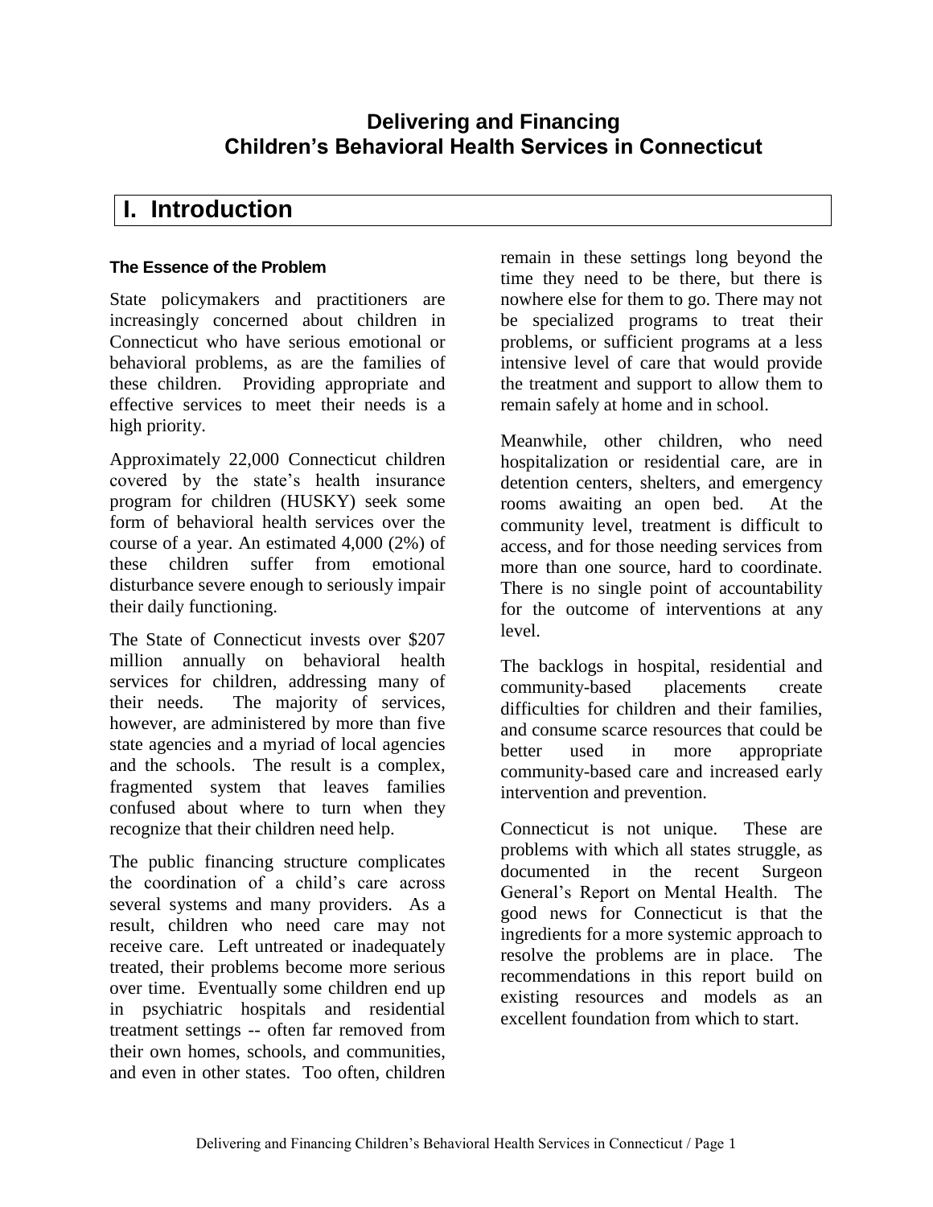# Delivering and Financing Children's Behavioral Health Services in Connecticut

## I. Introduction

### The Essence of the Problem

State policymakers and practitioners are increasingly concerned about children in Connecticut who have serious emotional or behavioral problems, as are the families of these children. Providing appropriate and effective services to meet their needs is a high priority.

Approximately 22,000 Connecticut children covered by the state's health insurance program for children (HUSKY) seek some form of behavioral health services over the course of a year. An estimated 4,000 (2%) of these children suffer from emotional disturbance severe enough to seriously impair their daily functioning.

The State of Connecticut invests over $207 million annually on behavioral health services for children, addressing many of their needs. The majority of services, however, are administered by more than five state agencies and a myriad of local agencies and the schools. The result is a complex, fragmented system that leaves families confused about where to turn when they recognize that their children need help.

The public financing structure complicates the coordination of a child's care across several systems and many providers. As a result, children who need care may not receive care. Left untreated or inadequately treated, their problems become more serious over time. Eventually some children end up in psychiatric hospitals and residential treatment settings -- often far removed from their own homes, schools, and communities, and even in other states. Too often, children remain in these settings long beyond the time they need to be there, but there is nowhere else for them to go. There may not be specialized programs to treat their problems, or sufficient programs at a less intensive level of care that would provide the treatment and support to allow them to remain safely at home and in school.

Meanwhile, other children, who need hospitalization or residential care, are in detention centers, shelters, and emergency rooms awaiting an open bed. At the community level, treatment is difficult to access, and for those needing services from more than one source, hard to coordinate. There is no single point of accountability for the outcome of interventions at any level.

The backlogs in hospital, residential and community-based placements create difficulties for children and their families, and consume scarce resources that could be better used in more appropriate community-based care and increased early intervention and prevention.

Connecticut is not unique. These are problems with which all states struggle, as documented in the recent Surgeon General's Report on Mental Health. The good news for Connecticut is that the ingredients for a more systemic approach to resolve the problems are in place. The recommendations in this report build on existing resources and models as an excellent foundation from which to start.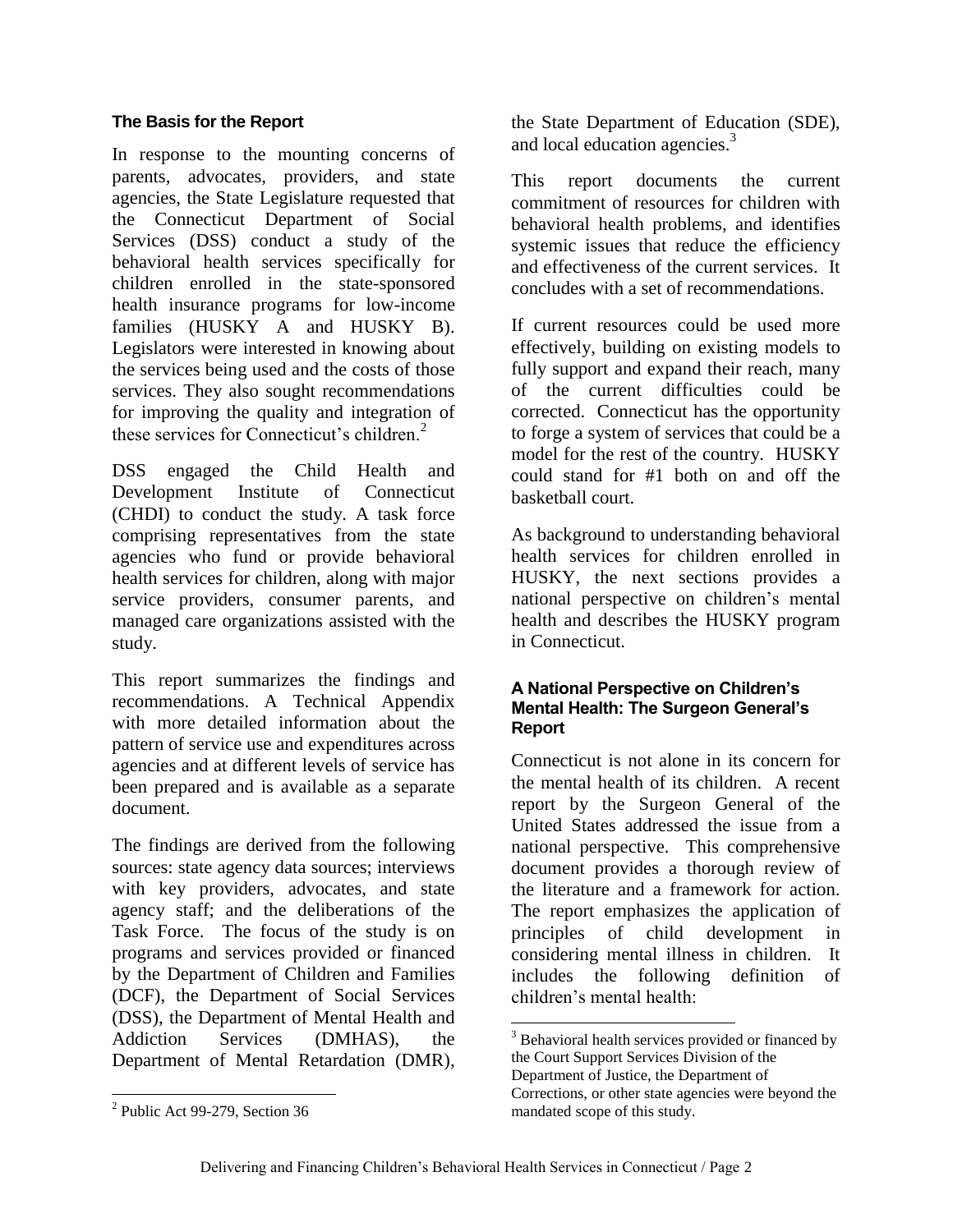## The Basis for the Report

In response to the mounting concerns of parents, advocates, providers, and state agencies, the State Legislature requested that the Connecticut Department of Social Services (DSS) conduct a study of the behavioral health services specifically for children enrolled in the state-sponsored health insurance programs for low-income families (HUSKY A and HUSKY B). Legislators were interested in knowing about the services being used and the costs of those services. They also sought recommendations for improving the quality and integration of these services for Connecticut's children.[2]

DSS engaged the Child Health and Development Institute of Connecticut (CHDI) to conduct the study. A task force comprising representatives from the state agencies who fund or provide behavioral health services for children, along with major service providers, consumer parents, and managed care organizations assisted with the study.

This report summarizes the findings and recommendations. A Technical Appendix with more detailed information about the pattern of service use and expenditures across agencies and at different levels of service has been prepared and is available as a separate document.

The findings are derived from the following sources: state agency data sources; interviews with key providers, advocates, and state agency staff; and the deliberations of the Task Force. The focus of the study is on programs and services provided or financed by the Department of Children and Families (DCF), the Department of Social Services (DSS), the Department of Mental Health and Addiction Services (DMHAS), the Department of Mental Retardation (DMR), the State Department of Education (SDE), and local education agencies.[3]

This report documents the current commitment of resources for children with behavioral health problems, and identifies systemic issues that reduce the efficiency and effectiveness of the current services. It concludes with a set of recommendations.

If current resources could be used more effectively, building on existing models to fully support and expand their reach, many of the current difficulties could be corrected. Connecticut has the opportunity to forge a system of services that could be a model for the rest of the country. HUSKY could stand for #1 both on and off the basketball court.

As background to understanding behavioral health services for children enrolled in HUSKY, the next sections provides a national perspective on children's mental health and describes the HUSKY program in Connecticut.

## A National Perspective on Children's Mental Health: The Surgeon General's Report

Connecticut is not alone in its concern for the mental health of its children. A recent report by the Surgeon General of the United States addressed the issue from a national perspective. This comprehensive document provides a thorough review of the literature and a framework for action. The report emphasizes the application of principles of child development in considering mental illness in children. It includes the following definition of children's mental health:

---

[2] Public Act 99-279, Section 36

[3] Behavioral health services provided or financed by the Court Support Services Division of the Department of Justice, the Department of Corrections, or other state agencies were beyond the mandated scope of this study.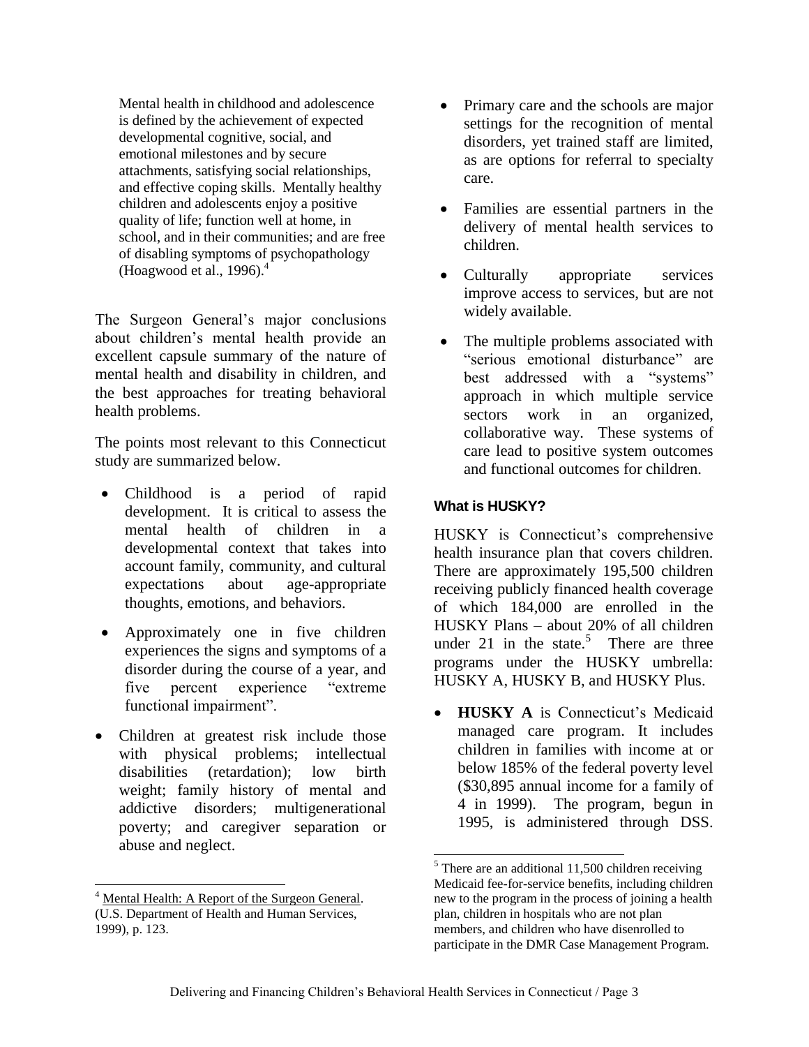> Mental health in childhood and adolescence is defined by the achievement of expected developmental cognitive, social, and emotional milestones and by secure attachments, satisfying social relationships, and effective coping skills. Mentally healthy children and adolescents enjoy a positive quality of life; function well at home, in school, and in their communities; and are free of disabling symptoms of psychopathology (Hoagwood et al., 1996).[4]

The Surgeon General's major conclusions about children's mental health provide an excellent capsule summary of the nature of mental health and disability in children, and the best approaches for treating behavioral health problems.

The points most relevant to this Connecticut study are summarized below.

- Childhood is a period of rapid development. It is critical to assess the mental health of children in a developmental context that takes into account family, community, and cultural expectations about age-appropriate thoughts, emotions, and behaviors.
- Approximately one in five children experiences the signs and symptoms of a disorder during the course of a year, and five percent experience "extreme functional impairment".
- Children at greatest risk include those with physical problems; intellectual disabilities (retardation); low birth weight; family history of mental and addictive disorders; multigenerational poverty; and caregiver separation or abuse and neglect.
- Primary care and the schools are major settings for the recognition of mental disorders, yet trained staff are limited, as are options for referral to specialty care.
- Families are essential partners in the delivery of mental health services to children.
- Culturally appropriate services improve access to services, but are not widely available.
- The multiple problems associated with "serious emotional disturbance" are best addressed with a "systems" approach in which multiple service sectors work in an organized, collaborative way. These systems of care lead to positive system outcomes and functional outcomes for children.

#### What is HUSKY?

HUSKY is Connecticut's comprehensive health insurance plan that covers children. There are approximately 195,500 children receiving publicly financed health coverage of which 184,000 are enrolled in the HUSKY Plans – about 20% of all children under 21 in the state.[5] There are three programs under the HUSKY umbrella: HUSKY A, HUSKY B, and HUSKY Plus.

- **HUSKY A** is Connecticut's Medicaid managed care program. It includes children in families with income at or below 185% of the federal poverty level ($30,895 annual income for a family of 4 in 1999). The program, begun in 1995, is administered through DSS.

---

[4] Mental Health: A Report of the Surgeon General. (U.S. Department of Health and Human Services, 1999), p. 123.

[5] There are an additional 11,500 children receiving Medicaid fee-for-service benefits, including children new to the program in the process of joining a health plan, children in hospitals who are not plan members, and children who have disenrolled to participate in the DMR Case Management Program.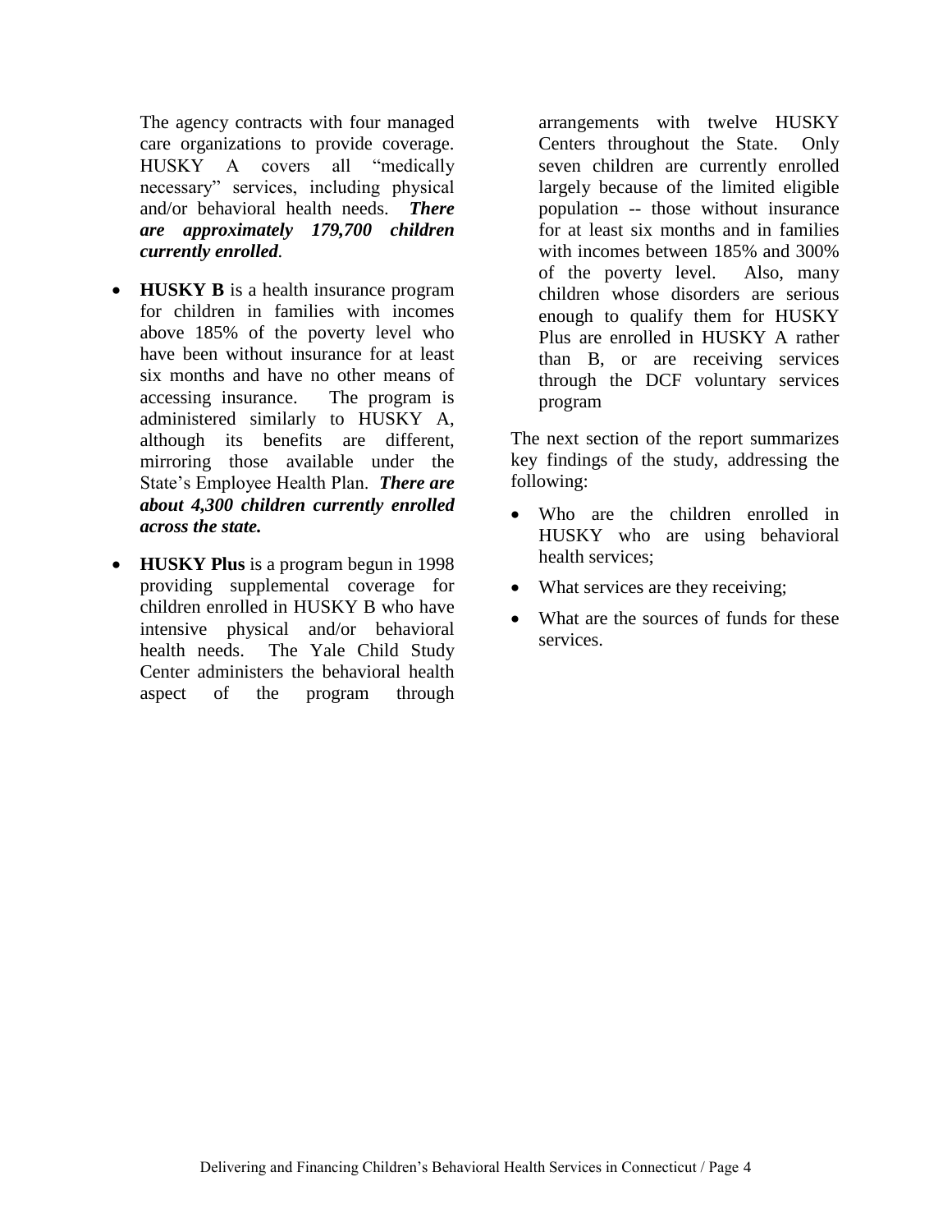The agency contracts with four managed care organizations to provide coverage. HUSKY A covers all "medically necessary" services, including physical and/or behavioral health needs. ***There are approximately 179,700 children currently enrolled.***

- **HUSKY B** is a health insurance program for children in families with incomes above 185% of the poverty level who have been without insurance for at least six months and have no other means of accessing insurance. The program is administered similarly to HUSKY A, although its benefits are different, mirroring those available under the State's Employee Health Plan. ***There are about 4,300 children currently enrolled across the state.***

- **HUSKY Plus** is a program begun in 1998 providing supplemental coverage for children enrolled in HUSKY B who have intensive physical and/or behavioral health needs. The Yale Child Study Center administers the behavioral health aspect of the program through arrangements with twelve HUSKY Centers throughout the State. Only seven children are currently enrolled largely because of the limited eligible population -- those without insurance for at least six months and in families with incomes between 185% and 300% of the poverty level. Also, many children whose disorders are serious enough to qualify them for HUSKY Plus are enrolled in HUSKY A rather than B, or are receiving services through the DCF voluntary services program

The next section of the report summarizes key findings of the study, addressing the following:

- Who are the children enrolled in HUSKY who are using behavioral health services;
- What services are they receiving;
- What are the sources of funds for these services.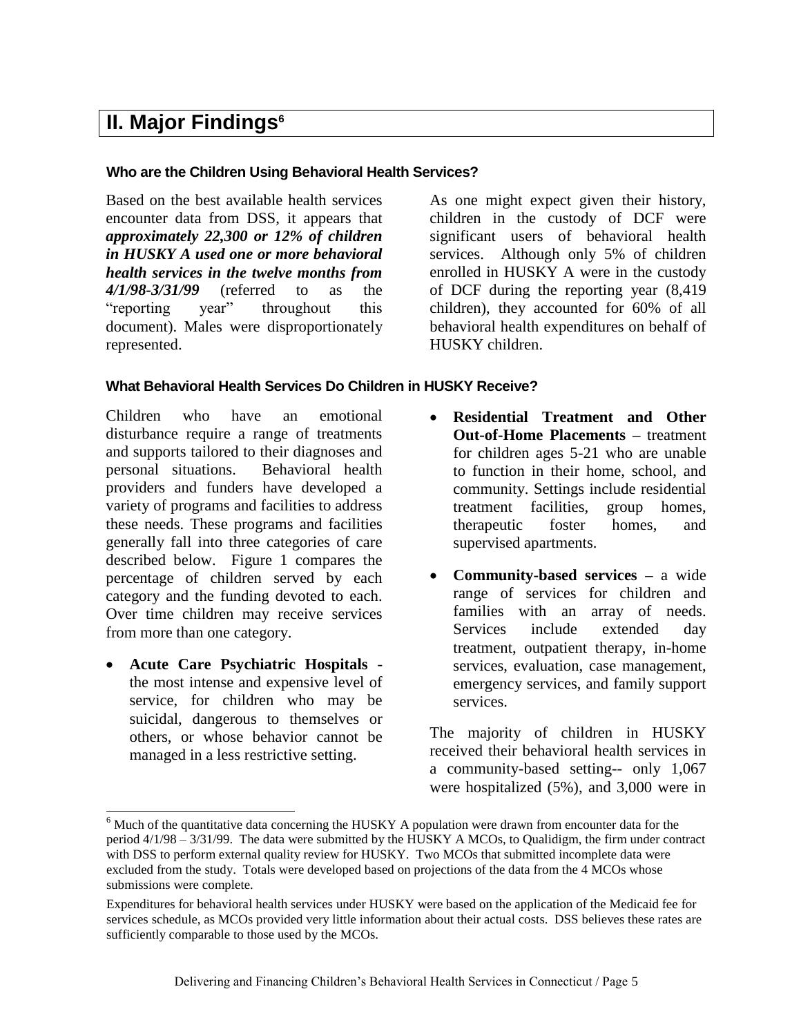## II. Major Findings[6]

### Who are the Children Using Behavioral Health Services?

Based on the best available health services encounter data from DSS, it appears that ***approximately 22,300 or 12% of children in HUSKY A used one or more behavioral health services in the twelve months from 4/1/98-3/31/99*** (referred to as the "reporting year" throughout this document). Males were disproportionately represented.

As one might expect given their history, children in the custody of DCF were significant users of behavioral health services. Although only 5% of children enrolled in HUSKY A were in the custody of DCF during the reporting year (8,419 children), they accounted for 60% of all behavioral health expenditures on behalf of HUSKY children.

### What Behavioral Health Services Do Children in HUSKY Receive?

Children who have an emotional disturbance require a range of treatments and supports tailored to their diagnoses and personal situations. Behavioral health providers and funders have developed a variety of programs and facilities to address these needs. These programs and facilities generally fall into three categories of care described below. Figure 1 compares the percentage of children served by each category and the funding devoted to each. Over time children may receive services from more than one category.

- **Acute Care Psychiatric Hospitals** - the most intense and expensive level of service, for children who may be suicidal, dangerous to themselves or others, or whose behavior cannot be managed in a less restrictive setting.
- **Residential Treatment and Other Out-of-Home Placements –** treatment for children ages 5-21 who are unable to function in their home, school, and community. Settings include residential treatment facilities, group homes, therapeutic foster homes, and supervised apartments.
- **Community-based services –** a wide range of services for children and families with an array of needs. Services include extended day treatment, outpatient therapy, in-home services, evaluation, case management, emergency services, and family support services.

The majority of children in HUSKY received their behavioral health services in a community-based setting-- only 1,067 were hospitalized (5%), and 3,000 were in

---

[6] Much of the quantitative data concerning the HUSKY A population were drawn from encounter data for the period 4/1/98 – 3/31/99. The data were submitted by the HUSKY A MCOs, to Qualidigm, the firm under contract with DSS to perform external quality review for HUSKY. Two MCOs that submitted incomplete data were excluded from the study. Totals were developed based on projections of the data from the 4 MCOs whose submissions were complete.

Expenditures for behavioral health services under HUSKY were based on the application of the Medicaid fee for services schedule, as MCOs provided very little information about their actual costs. DSS believes these rates are sufficiently comparable to those used by the MCOs.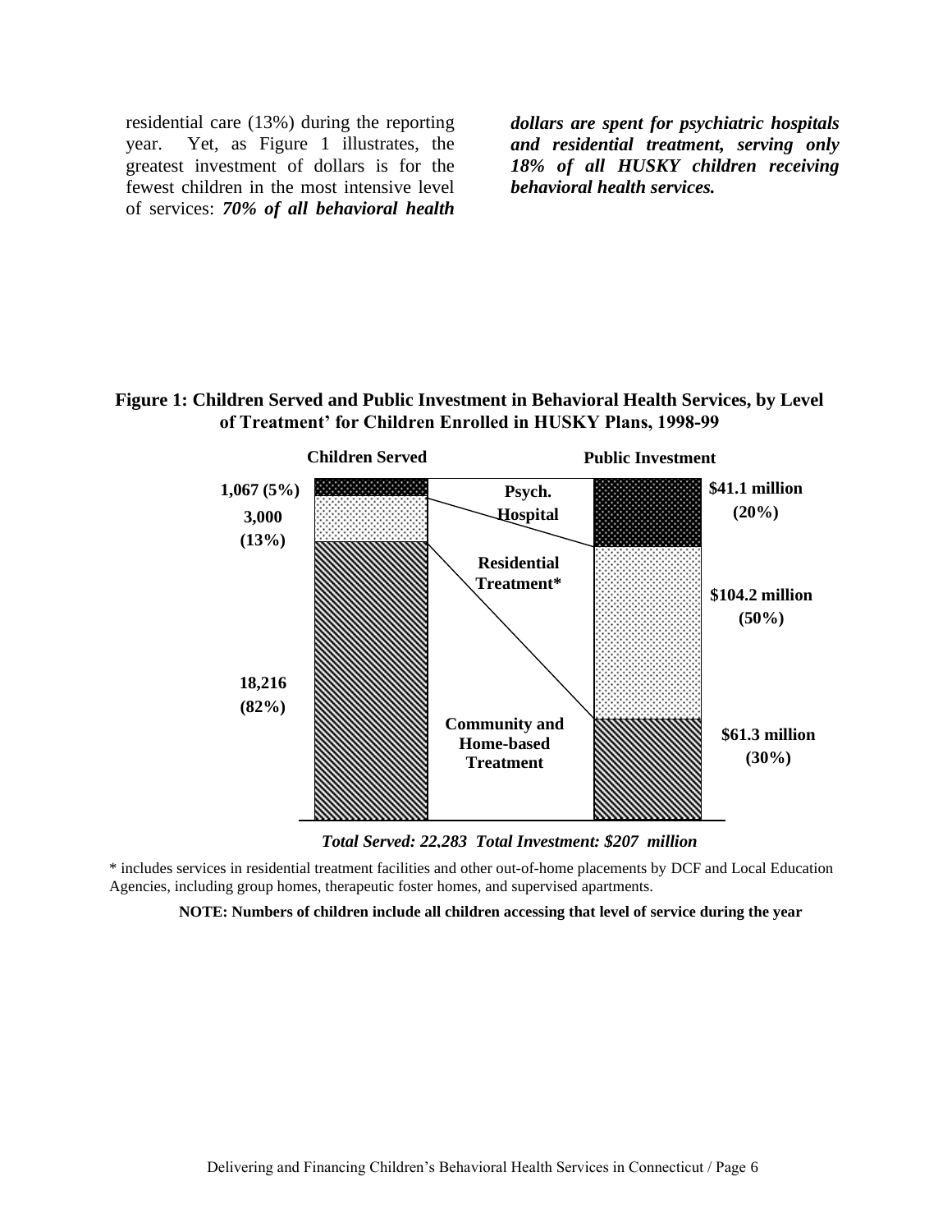residential care (13%) during the reporting year. Yet, as Figure 1 illustrates, the greatest investment of dollars is for the fewest children in the most intensive level of services: ***70% of all behavioral health dollars are spent for psychiatric hospitals and residential treatment, serving only 18% of all HUSKY children receiving behavioral health services.***

**Figure 1: Children Served and Public Investment in Behavioral Health Services, by Level of Treatment' for Children Enrolled in HUSKY Plans, 1998-99**

| Level of Treatment | Children Served | Public Investment |
|---|---|---|
| Psych. Hospital | 1,067 (5%) | $41.1 million (20%) |
| Residential Treatment* | 3,000 (13%) | $104.2 million (50%) |
| Community and Home-based Treatment | 18,216 (82%) | $61.3 million (30%) |

***Total Served: 22,283 Total Investment: $207 million***

\* includes services in residential treatment facilities and other out-of-home placements by DCF and Local Education Agencies, including group homes, therapeutic foster homes, and supervised apartments.

**NOTE: Numbers of children include all children accessing that level of service during the year**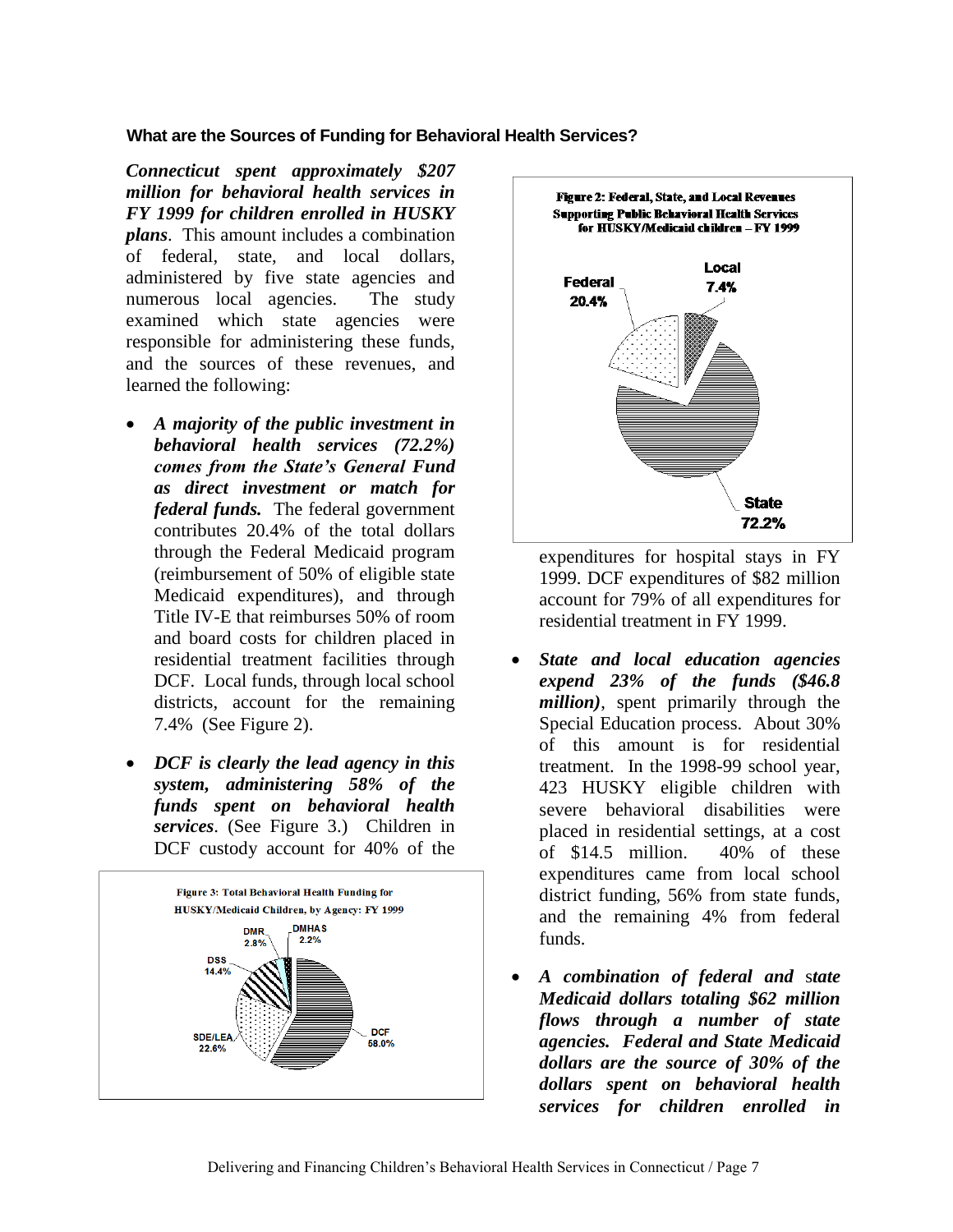### What are the Sources of Funding for Behavioral Health Services?

***Connecticut spent approximately $207 million for behavioral health services in FY 1999 for children enrolled in HUSKY plans***. This amount includes a combination of federal, state, and local dollars, administered by five state agencies and numerous local agencies. The study examined which state agencies were responsible for administering these funds, and the sources of these revenues, and learned the following:

- ***A majority of the public investment in behavioral health services (72.2%) comes from the State's General Fund as direct investment or match for federal funds.*** The federal government contributes 20.4% of the total dollars through the Federal Medicaid program (reimbursement of 50% of eligible state Medicaid expenditures), and through Title IV-E that reimburses 50% of room and board costs for children placed in residential treatment facilities through DCF. Local funds, through local school districts, account for the remaining 7.4% (See Figure 2).

- ***DCF is clearly the lead agency in this system, administering 58% of the funds spent on behavioral health services***. (See Figure 3.) Children in DCF custody account for 40% of the expenditures for hospital stays in FY 1999. DCF expenditures of $82 million account for 79% of all expenditures for residential treatment in FY 1999.

**Figure 3: Total Behavioral Health Funding for HUSKY/Medicaid Children, by Agency: FY 1999**

| Agency | Share |
|---|---|
| DCF | 58.0% |
| SDE/LEA | 22.6% |
| DSS | 14.4% |
| DMR | 2.8% |
| DMHAS | 2.2% |

**Figure 2: Federal, State, and Local Revenues Supporting Public Behavioral Health Services for HUSKY/Medicaid children – FY 1999**

| Source | Share |
|---|---|
| State | 72.2% |
| Federal | 20.4% |
| Local | 7.4% |

- ***State and local education agencies expend 23% of the funds ($46.8 million)***, spent primarily through the Special Education process. About 30% of this amount is for residential treatment. In the 1998-99 school year, 423 HUSKY eligible children with severe behavioral disabilities were placed in residential settings, at a cost of $14.5 million. 40% of these expenditures came from local school district funding, 56% from state funds, and the remaining 4% from federal funds.

- ***A combination of federal and state Medicaid dollars totaling $62 million flows through a number of state agencies. Federal and State Medicaid dollars are the source of 30% of the dollars spent on behavioral health services for children enrolled in***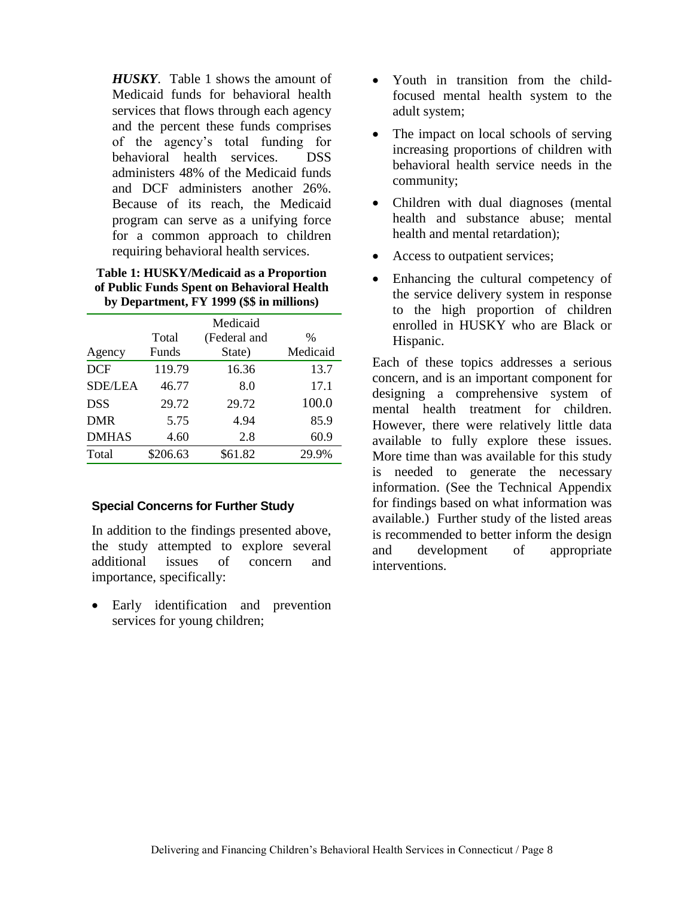***HUSKY***. Table 1 shows the amount of Medicaid funds for behavioral health services that flows through each agency and the percent these funds comprises of the agency's total funding for behavioral health services. DSS administers 48% of the Medicaid funds and DCF administers another 26%. Because of its reach, the Medicaid program can serve as a unifying force for a common approach to children requiring behavioral health services.

**Table 1: HUSKY/Medicaid as a Proportion of Public Funds Spent on Behavioral Health by Department, FY 1999 ($$ in millions)**

| Agency | Total Funds | Medicaid (Federal and State) | % Medicaid |
|---|---|---|---|
| DCF | 119.79 | 16.36 | 13.7 |
| SDE/LEA | 46.77 | 8.0 | 17.1 |
| DSS | 29.72 | 29.72 | 100.0 |
| DMR | 5.75 | 4.94 | 85.9 |
| DMHAS | 4.60 | 2.8 | 60.9 |
| Total | $206.63 | $61.82 | 29.9% |

### Special Concerns for Further Study

In addition to the findings presented above, the study attempted to explore several additional issues of concern and importance, specifically:

- Early identification and prevention services for young children;
- Youth in transition from the child-focused mental health system to the adult system;
- The impact on local schools of serving increasing proportions of children with behavioral health service needs in the community;
- Children with dual diagnoses (mental health and substance abuse; mental health and mental retardation);
- Access to outpatient services;
- Enhancing the cultural competency of the service delivery system in response to the high proportion of children enrolled in HUSKY who are Black or Hispanic.

Each of these topics addresses a serious concern, and is an important component for designing a comprehensive system of mental health treatment for children. However, there were relatively little data available to fully explore these issues. More time than was available for this study is needed to generate the necessary information. (See the Technical Appendix for findings based on what information was available.) Further study of the listed areas is recommended to better inform the design and development of appropriate interventions.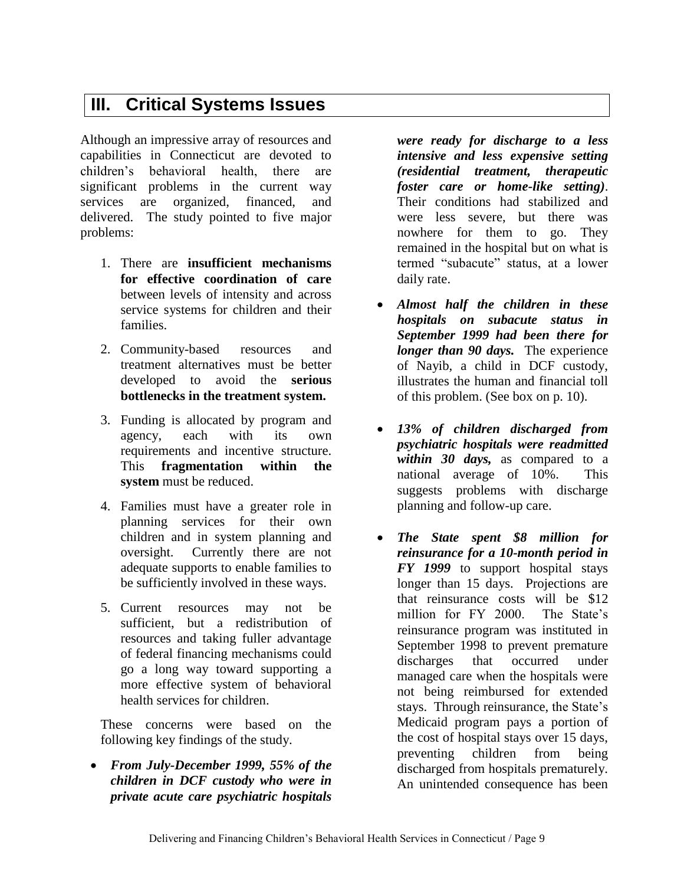## III. Critical Systems Issues

Although an impressive array of resources and capabilities in Connecticut are devoted to children's behavioral health, there are significant problems in the current way services are organized, financed, and delivered. The study pointed to five major problems:

1. There are **insufficient mechanisms for effective coordination of care** between levels of intensity and across service systems for children and their families.
2. Community-based resources and treatment alternatives must be better developed to avoid the **serious bottlenecks in the treatment system.**
3. Funding is allocated by program and agency, each with its own requirements and incentive structure. This **fragmentation within the system** must be reduced.
4. Families must have a greater role in planning services for their own children and in system planning and oversight. Currently there are not adequate supports to enable families to be sufficiently involved in these ways.
5. Current resources may not be sufficient, but a redistribution of resources and taking fuller advantage of federal financing mechanisms could go a long way toward supporting a more effective system of behavioral health services for children.

These concerns were based on the following key findings of the study.

- ***From July-December 1999, 55% of the children in DCF custody who were in private acute care psychiatric hospitals were ready for discharge to a less intensive and less expensive setting (residential treatment, therapeutic foster care or home-like setting)***. Their conditions had stabilized and were less severe, but there was nowhere for them to go. They remained in the hospital but on what is termed "subacute" status, at a lower daily rate.
- ***Almost half the children in these hospitals on subacute status in September 1999 had been there for longer than 90 days.*** The experience of Nayib, a child in DCF custody, illustrates the human and financial toll of this problem. (See box on p. 10).
- ***13% of children discharged from psychiatric hospitals were readmitted within 30 days,*** as compared to a national average of 10%. This suggests problems with discharge planning and follow-up care.
- ***The State spent $8 million for reinsurance for a 10-month period in FY 1999*** to support hospital stays longer than 15 days. Projections are that reinsurance costs will be $12 million for FY 2000. The State's reinsurance program was instituted in September 1998 to prevent premature discharges that occurred under managed care when the hospitals were not being reimbursed for extended stays. Through reinsurance, the State's Medicaid program pays a portion of the cost of hospital stays over 15 days, preventing children from being discharged from hospitals prematurely. An unintended consequence has been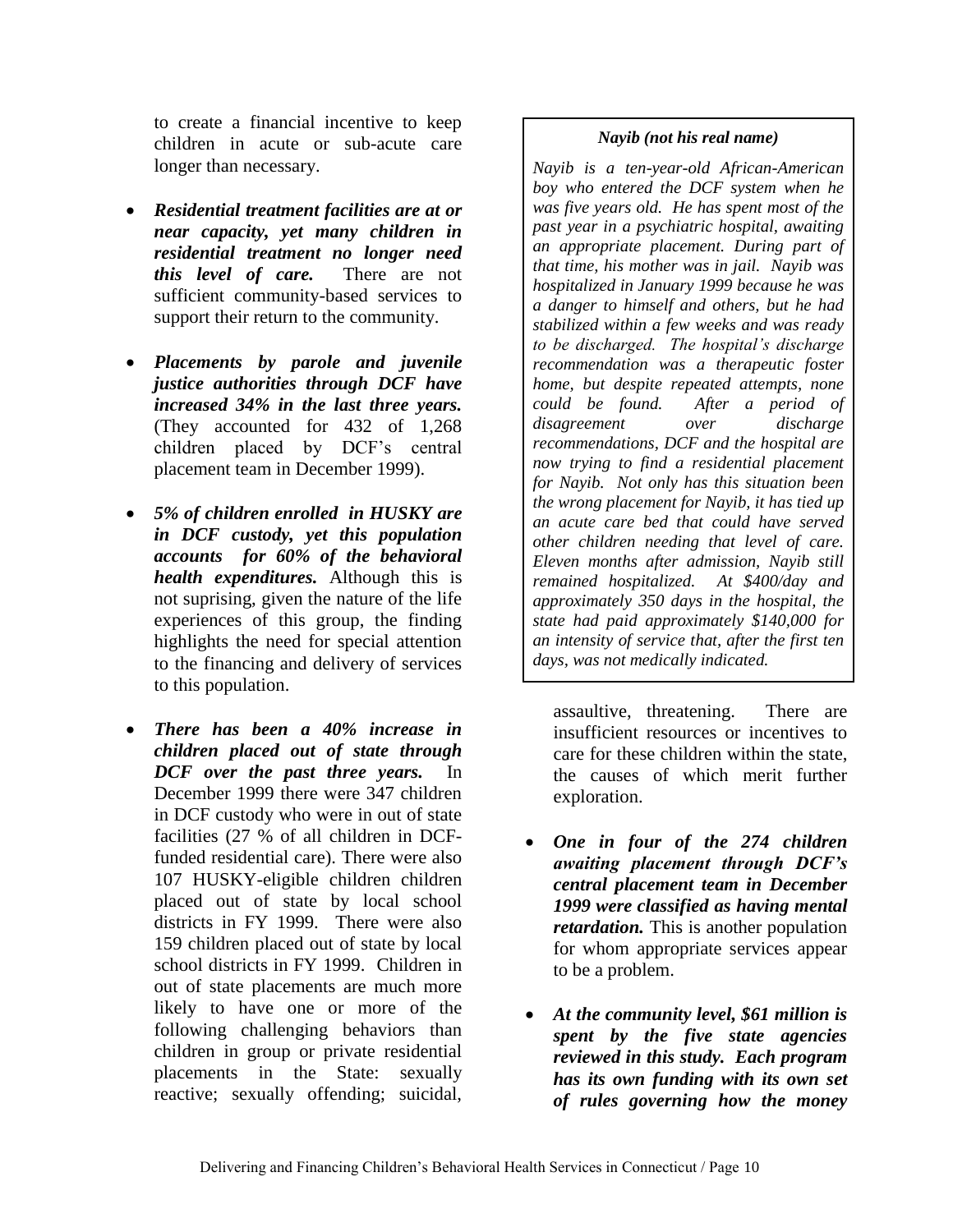to create a financial incentive to keep children in acute or sub-acute care longer than necessary.

- ***Residential treatment facilities are at or near capacity, yet many children in residential treatment no longer need this level of care.*** There are not sufficient community-based services to support their return to the community.

- ***Placements by parole and juvenile justice authorities through DCF have increased 34% in the last three years.*** (They accounted for 432 of 1,268 children placed by DCF's central placement team in December 1999).

- ***5% of children enrolled in HUSKY are in DCF custody, yet this population accounts for 60% of the behavioral health expenditures.*** Although this is not suprising, given the nature of the life experiences of this group, the finding highlights the need for special attention to the financing and delivery of services to this population.

- ***There has been a 40% increase in children placed out of state through DCF over the past three years.*** In December 1999 there were 347 children in DCF custody who were in out of state facilities (27 % of all children in DCF-funded residential care). There were also 107 HUSKY-eligible children children placed out of state by local school districts in FY 1999. There were also 159 children placed out of state by local school districts in FY 1999. Children in out of state placements are much more likely to have one or more of the following challenging behaviors than children in group or private residential placements in the State: sexually reactive; sexually offending; suicidal, assaultive, threatening. There are insufficient resources or incentives to care for these children within the state, the causes of which merit further exploration.

> ***Nayib (not his real name)***
>
> *Nayib is a ten-year-old African-American boy who entered the DCF system when he was five years old. He has spent most of the past year in a psychiatric hospital, awaiting an appropriate placement. During part of that time, his mother was in jail. Nayib was hospitalized in January 1999 because he was a danger to himself and others, but he had stabilized within a few weeks and was ready to be discharged. The hospital's discharge recommendation was a therapeutic foster home, but despite repeated attempts, none could be found. After a period of disagreement over discharge recommendations, DCF and the hospital are now trying to find a residential placement for Nayib. Not only has this situation been the wrong placement for Nayib, it has tied up an acute care bed that could have served other children needing that level of care. Eleven months after admission, Nayib still remained hospitalized. At $400/day and approximately 350 days in the hospital, the state had paid approximately $140,000 for an intensity of service that, after the first ten days, was not medically indicated.*

- ***One in four of the 274 children awaiting placement through DCF's central placement team in December 1999 were classified as having mental retardation.*** This is another population for whom appropriate services appear to be a problem.

- ***At the community level, $61 million is spent by the five state agencies reviewed in this study. Each program has its own funding with its own set of rules governing how the money***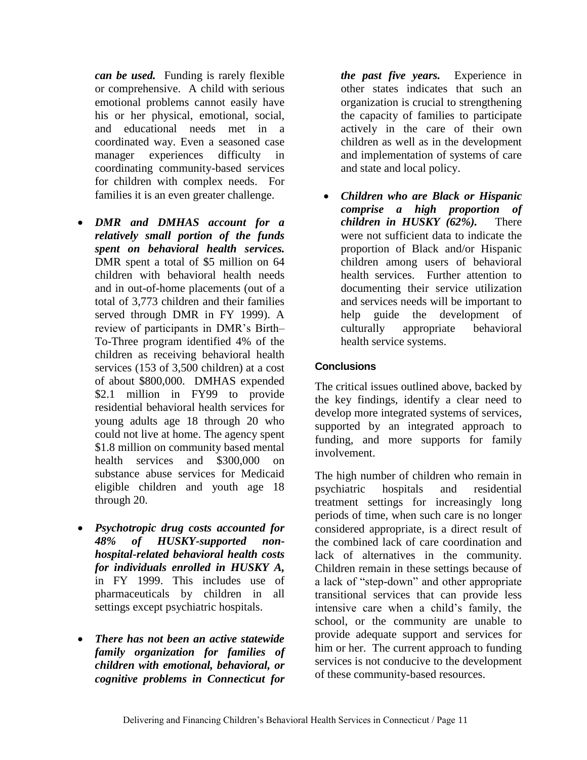***can be used.*** Funding is rarely flexible or comprehensive. A child with serious emotional problems cannot easily have his or her physical, emotional, social, and educational needs met in a coordinated way. Even a seasoned case manager experiences difficulty in coordinating community-based services for children with complex needs. For families it is an even greater challenge.

- ***DMR and DMHAS account for a relatively small portion of the funds spent on behavioral health services.*** DMR spent a total of $5 million on 64 children with behavioral health needs and in out-of-home placements (out of a total of 3,773 children and their families served through DMR in FY 1999). A review of participants in DMR's Birth–To-Three program identified 4% of the children as receiving behavioral health services (153 of 3,500 children) at a cost of about $800,000. DMHAS expended $2.1 million in FY99 to provide residential behavioral health services for young adults age 18 through 20 who could not live at home. The agency spent $1.8 million on community based mental health services and $300,000 on substance abuse services for Medicaid eligible children and youth age 18 through 20.

- ***Psychotropic drug costs accounted for 48% of HUSKY-supported non-hospital-related behavioral health costs for individuals enrolled in HUSKY A,*** in FY 1999. This includes use of pharmaceuticals by children in all settings except psychiatric hospitals.

- ***There has not been an active statewide family organization for families of children with emotional, behavioral, or cognitive problems in Connecticut for the past five years.*** Experience in other states indicates that such an organization is crucial to strengthening the capacity of families to participate actively in the care of their own children as well as in the development and implementation of systems of care and state and local policy.

- ***Children who are Black or Hispanic comprise a high proportion of children in HUSKY (62%).*** There were not sufficient data to indicate the proportion of Black and/or Hispanic children among users of behavioral health services. Further attention to documenting their service utilization and services needs will be important to help guide the development of culturally appropriate behavioral health service systems.

### Conclusions

The critical issues outlined above, backed by the key findings, identify a clear need to develop more integrated systems of services, supported by an integrated approach to funding, and more supports for family involvement.

The high number of children who remain in psychiatric hospitals and residential treatment settings for increasingly long periods of time, when such care is no longer considered appropriate, is a direct result of the combined lack of care coordination and lack of alternatives in the community. Children remain in these settings because of a lack of "step-down" and other appropriate transitional services that can provide less intensive care when a child's family, the school, or the community are unable to provide adequate support and services for him or her. The current approach to funding services is not conducive to the development of these community-based resources.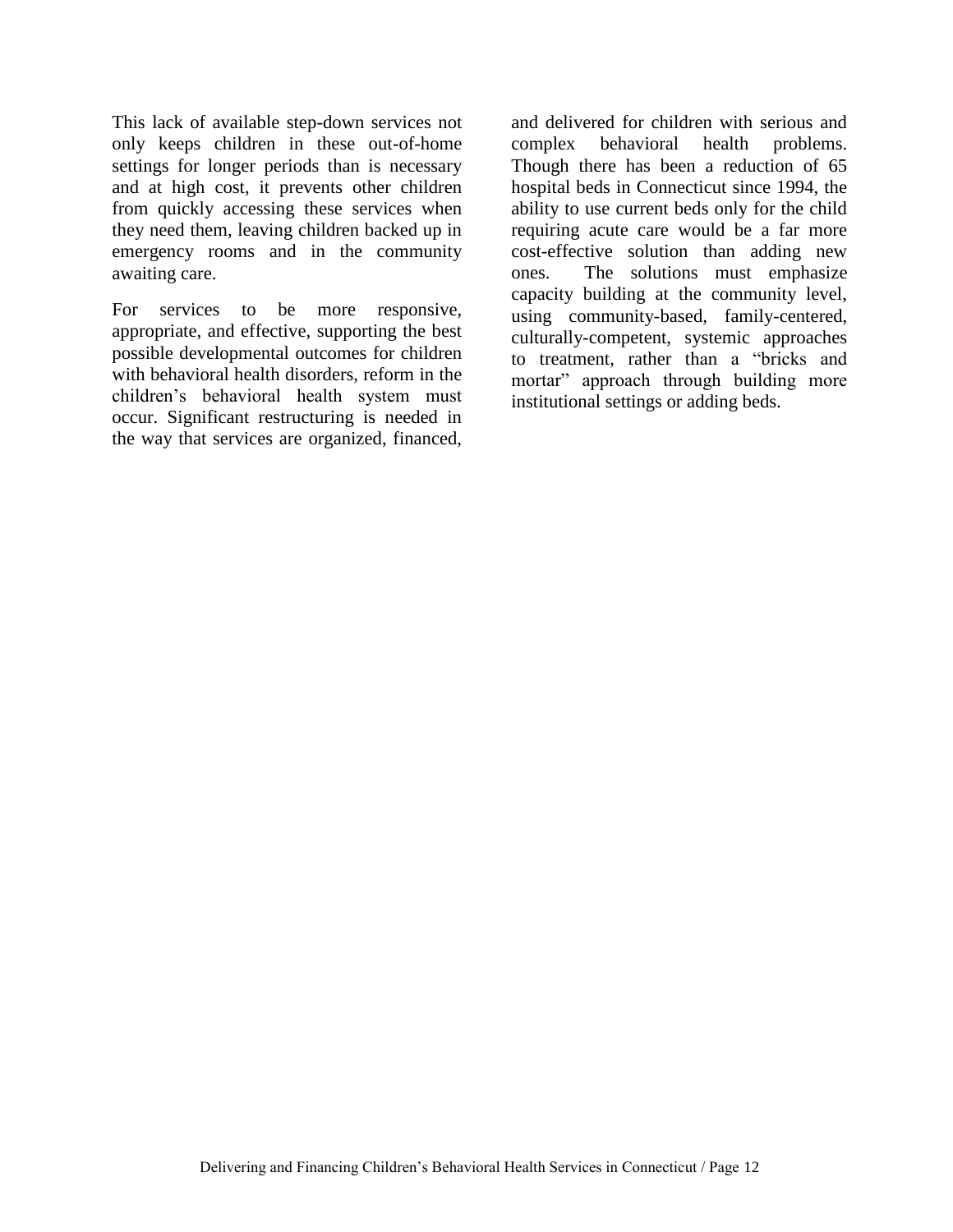This lack of available step-down services not only keeps children in these out-of-home settings for longer periods than is necessary and at high cost, it prevents other children from quickly accessing these services when they need them, leaving children backed up in emergency rooms and in the community awaiting care.

For services to be more responsive, appropriate, and effective, supporting the best possible developmental outcomes for children with behavioral health disorders, reform in the children's behavioral health system must occur. Significant restructuring is needed in the way that services are organized, financed, and delivered for children with serious and complex behavioral health problems. Though there has been a reduction of 65 hospital beds in Connecticut since 1994, the ability to use current beds only for the child requiring acute care would be a far more cost-effective solution than adding new ones. The solutions must emphasize capacity building at the community level, using community-based, family-centered, culturally-competent, systemic approaches to treatment, rather than a "bricks and mortar" approach through building more institutional settings or adding beds.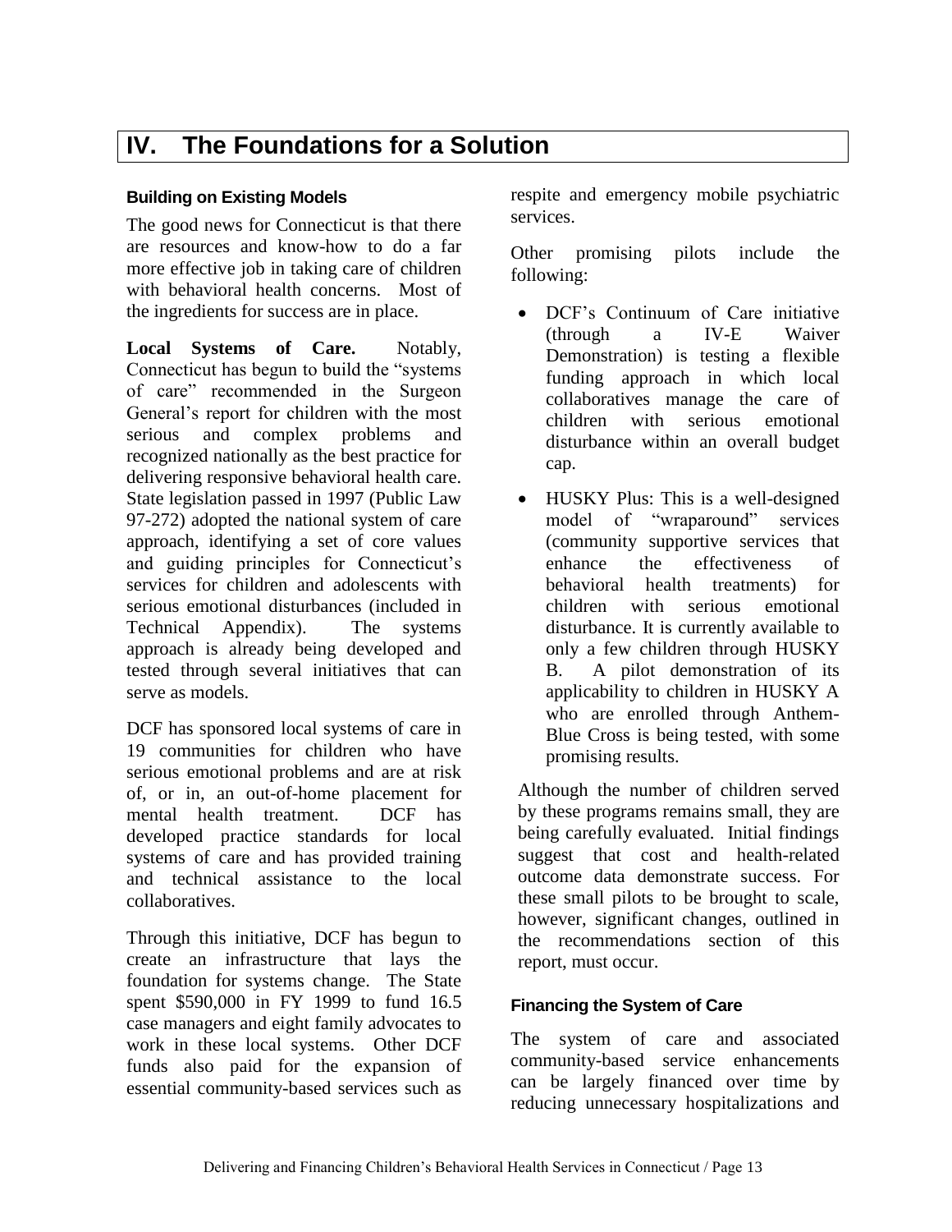# IV. The Foundations for a Solution

### Building on Existing Models

The good news for Connecticut is that there are resources and know-how to do a far more effective job in taking care of children with behavioral health concerns. Most of the ingredients for success are in place.

**Local Systems of Care.** Notably, Connecticut has begun to build the "systems of care" recommended in the Surgeon General's report for children with the most serious and complex problems and recognized nationally as the best practice for delivering responsive behavioral health care. State legislation passed in 1997 (Public Law 97-272) adopted the national system of care approach, identifying a set of core values and guiding principles for Connecticut's services for children and adolescents with serious emotional disturbances (included in Technical Appendix). The systems approach is already being developed and tested through several initiatives that can serve as models.

DCF has sponsored local systems of care in 19 communities for children who have serious emotional problems and are at risk of, or in, an out-of-home placement for mental health treatment. DCF has developed practice standards for local systems of care and has provided training and technical assistance to the local collaboratives.

Through this initiative, DCF has begun to create an infrastructure that lays the foundation for systems change. The State spent $590,000 in FY 1999 to fund 16.5 case managers and eight family advocates to work in these local systems. Other DCF funds also paid for the expansion of essential community-based services such as respite and emergency mobile psychiatric services.

Other promising pilots include the following:

- DCF's Continuum of Care initiative (through a IV-E Waiver Demonstration) is testing a flexible funding approach in which local collaboratives manage the care of children with serious emotional disturbance within an overall budget cap.
- HUSKY Plus: This is a well-designed model of "wraparound" services (community supportive services that enhance the effectiveness of behavioral health treatments) for children with serious emotional disturbance. It is currently available to only a few children through HUSKY B. A pilot demonstration of its applicability to children in HUSKY A who are enrolled through Anthem-Blue Cross is being tested, with some promising results.

Although the number of children served by these programs remains small, they are being carefully evaluated. Initial findings suggest that cost and health-related outcome data demonstrate success. For these small pilots to be brought to scale, however, significant changes, outlined in the recommendations section of this report, must occur.

### Financing the System of Care

The system of care and associated community-based service enhancements can be largely financed over time by reducing unnecessary hospitalizations and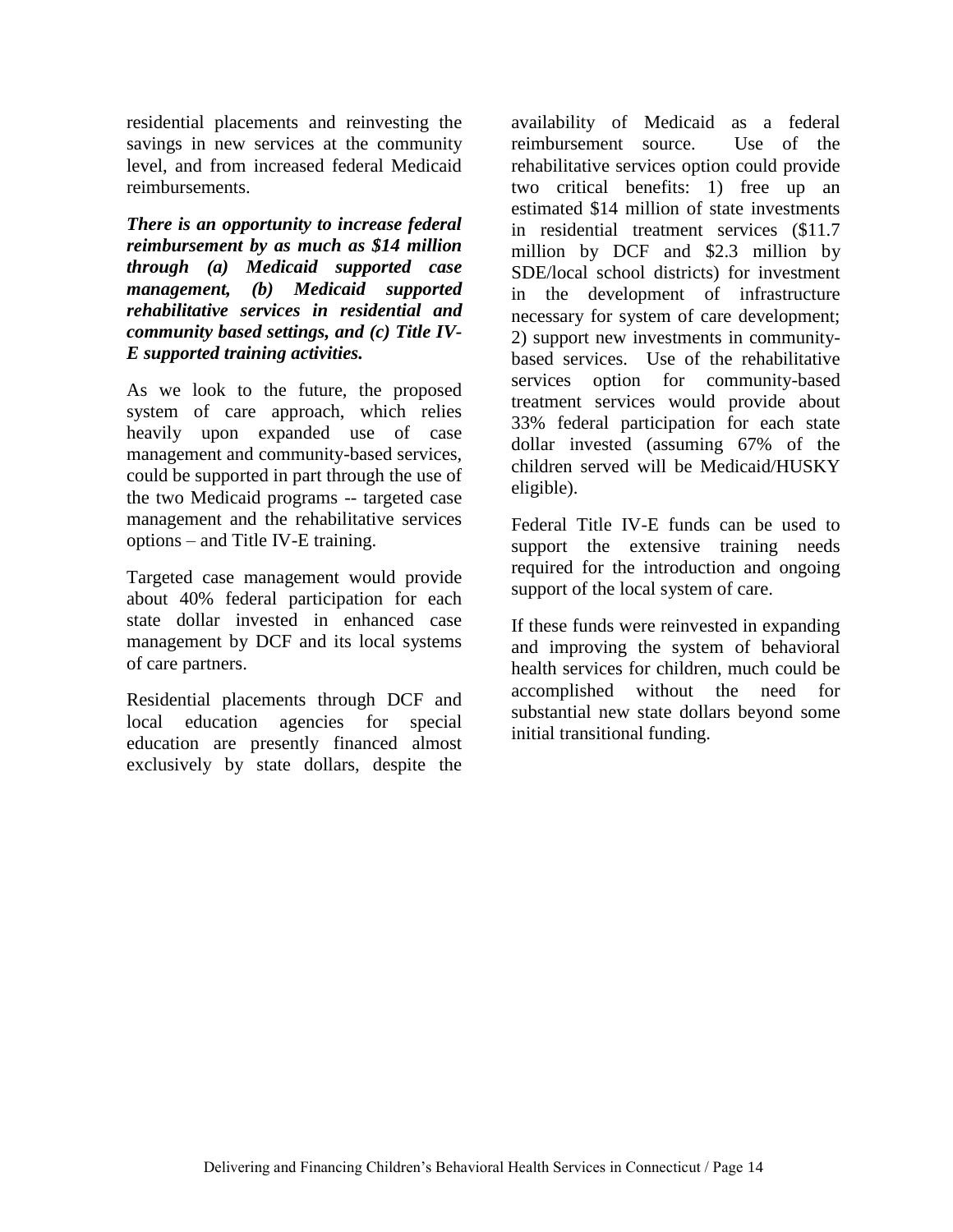residential placements and reinvesting the savings in new services at the community level, and from increased federal Medicaid reimbursements.

***There is an opportunity to increase federal reimbursement by as much as $14 million through (a) Medicaid supported case management, (b) Medicaid supported rehabilitative services in residential and community based settings, and (c) Title IV-E supported training activities.***

As we look to the future, the proposed system of care approach, which relies heavily upon expanded use of case management and community-based services, could be supported in part through the use of the two Medicaid programs -- targeted case management and the rehabilitative services options – and Title IV-E training.

Targeted case management would provide about 40% federal participation for each state dollar invested in enhanced case management by DCF and its local systems of care partners.

Residential placements through DCF and local education agencies for special education are presently financed almost exclusively by state dollars, despite the availability of Medicaid as a federal reimbursement source. Use of the rehabilitative services option could provide two critical benefits: 1) free up an estimated $14 million of state investments in residential treatment services ($11.7 million by DCF and $2.3 million by SDE/local school districts) for investment in the development of infrastructure necessary for system of care development; 2) support new investments in community-based services. Use of the rehabilitative services option for community-based treatment services would provide about 33% federal participation for each state dollar invested (assuming 67% of the children served will be Medicaid/HUSKY eligible).

Federal Title IV-E funds can be used to support the extensive training needs required for the introduction and ongoing support of the local system of care.

If these funds were reinvested in expanding and improving the system of behavioral health services for children, much could be accomplished without the need for substantial new state dollars beyond some initial transitional funding.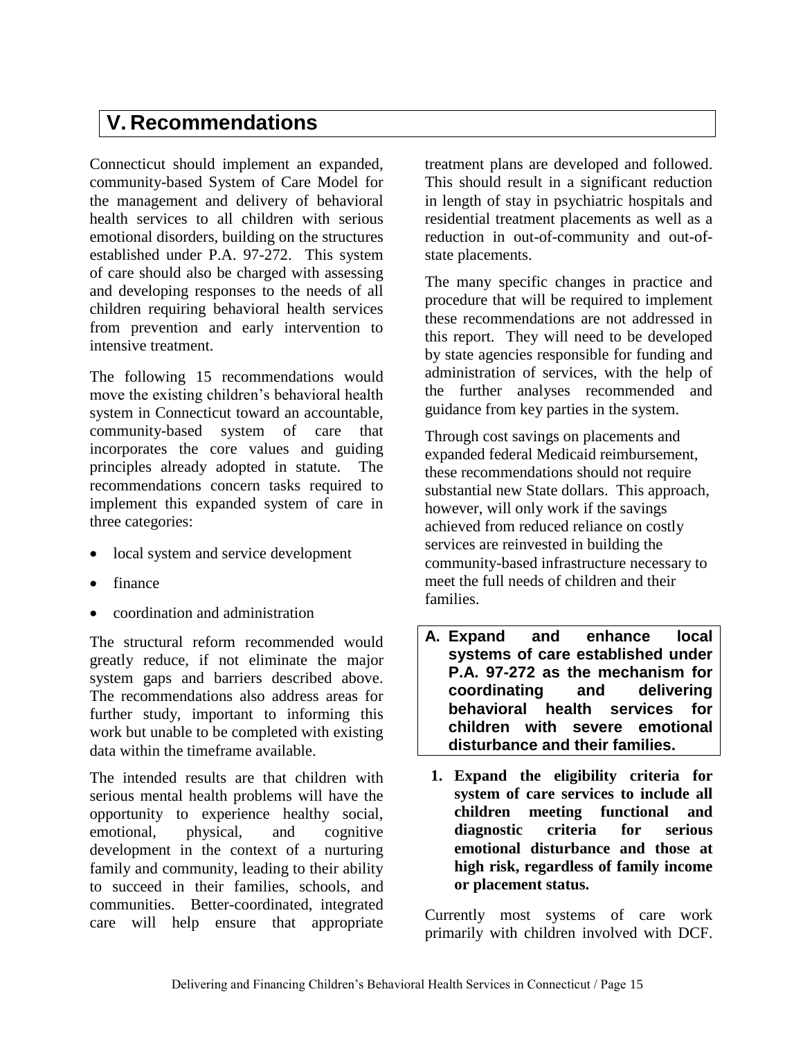# V. Recommendations

Connecticut should implement an expanded, community-based System of Care Model for the management and delivery of behavioral health services to all children with serious emotional disorders, building on the structures established under P.A. 97-272. This system of care should also be charged with assessing and developing responses to the needs of all children requiring behavioral health services from prevention and early intervention to intensive treatment.

The following 15 recommendations would move the existing children's behavioral health system in Connecticut toward an accountable, community-based system of care that incorporates the core values and guiding principles already adopted in statute. The recommendations concern tasks required to implement this expanded system of care in three categories:

- local system and service development
- finance
- coordination and administration

The structural reform recommended would greatly reduce, if not eliminate the major system gaps and barriers described above. The recommendations also address areas for further study, important to informing this work but unable to be completed with existing data within the timeframe available.

The intended results are that children with serious mental health problems will have the opportunity to experience healthy social, emotional, physical, and cognitive development in the context of a nurturing family and community, leading to their ability to succeed in their families, schools, and communities. Better-coordinated, integrated care will help ensure that appropriate treatment plans are developed and followed. This should result in a significant reduction in length of stay in psychiatric hospitals and residential treatment placements as well as a reduction in out-of-community and out-of-state placements.

The many specific changes in practice and procedure that will be required to implement these recommendations are not addressed in this report. They will need to be developed by state agencies responsible for funding and administration of services, with the help of the further analyses recommended and guidance from key parties in the system.

Through cost savings on placements and expanded federal Medicaid reimbursement, these recommendations should not require substantial new State dollars. This approach, however, will only work if the savings achieved from reduced reliance on costly services are reinvested in building the community-based infrastructure necessary to meet the full needs of children and their families.

## A. Expand and enhance local systems of care established under P.A. 97-272 as the mechanism for coordinating and delivering behavioral health services for children with severe emotional disturbance and their families.

**1. Expand the eligibility criteria for system of care services to include all children meeting functional and diagnostic criteria for serious emotional disturbance and those at high risk, regardless of family income or placement status.**

Currently most systems of care work primarily with children involved with DCF.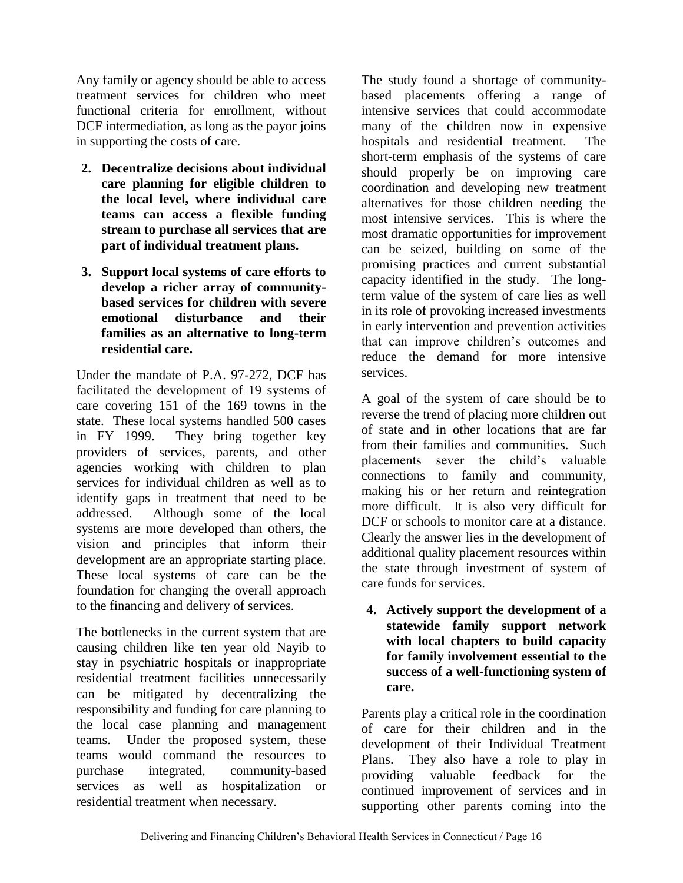Any family or agency should be able to access treatment services for children who meet functional criteria for enrollment, without DCF intermediation, as long as the payor joins in supporting the costs of care.

2. **Decentralize decisions about individual care planning for eligible children to the local level, where individual care teams can access a flexible funding stream to purchase all services that are part of individual treatment plans.**

3. **Support local systems of care efforts to develop a richer array of community-based services for children with severe emotional disturbance and their families as an alternative to long-term residential care.**

Under the mandate of P.A. 97-272, DCF has facilitated the development of 19 systems of care covering 151 of the 169 towns in the state. These local systems handled 500 cases in FY 1999. They bring together key providers of services, parents, and other agencies working with children to plan services for individual children as well as to identify gaps in treatment that need to be addressed. Although some of the local systems are more developed than others, the vision and principles that inform their development are an appropriate starting place. These local systems of care can be the foundation for changing the overall approach to the financing and delivery of services.

The bottlenecks in the current system that are causing children like ten year old Nayib to stay in psychiatric hospitals or inappropriate residential treatment facilities unnecessarily can be mitigated by decentralizing the responsibility and funding for care planning to the local case planning and management teams. Under the proposed system, these teams would command the resources to purchase integrated, community-based services as well as hospitalization or residential treatment when necessary.

The study found a shortage of community-based placements offering a range of intensive services that could accommodate many of the children now in expensive hospitals and residential treatment. The short-term emphasis of the systems of care should properly be on improving care coordination and developing new treatment alternatives for those children needing the most intensive services. This is where the most dramatic opportunities for improvement can be seized, building on some of the promising practices and current substantial capacity identified in the study. The long-term value of the system of care lies as well in its role of provoking increased investments in early intervention and prevention activities that can improve children's outcomes and reduce the demand for more intensive services.

A goal of the system of care should be to reverse the trend of placing more children out of state and in other locations that are far from their families and communities. Such placements sever the child's valuable connections to family and community, making his or her return and reintegration more difficult. It is also very difficult for DCF or schools to monitor care at a distance. Clearly the answer lies in the development of additional quality placement resources within the state through investment of system of care funds for services.

4. **Actively support the development of a statewide family support network with local chapters to build capacity for family involvement essential to the success of a well-functioning system of care.**

Parents play a critical role in the coordination of care for their children and in the development of their Individual Treatment Plans. They also have a role to play in providing valuable feedback for the continued improvement of services and in supporting other parents coming into the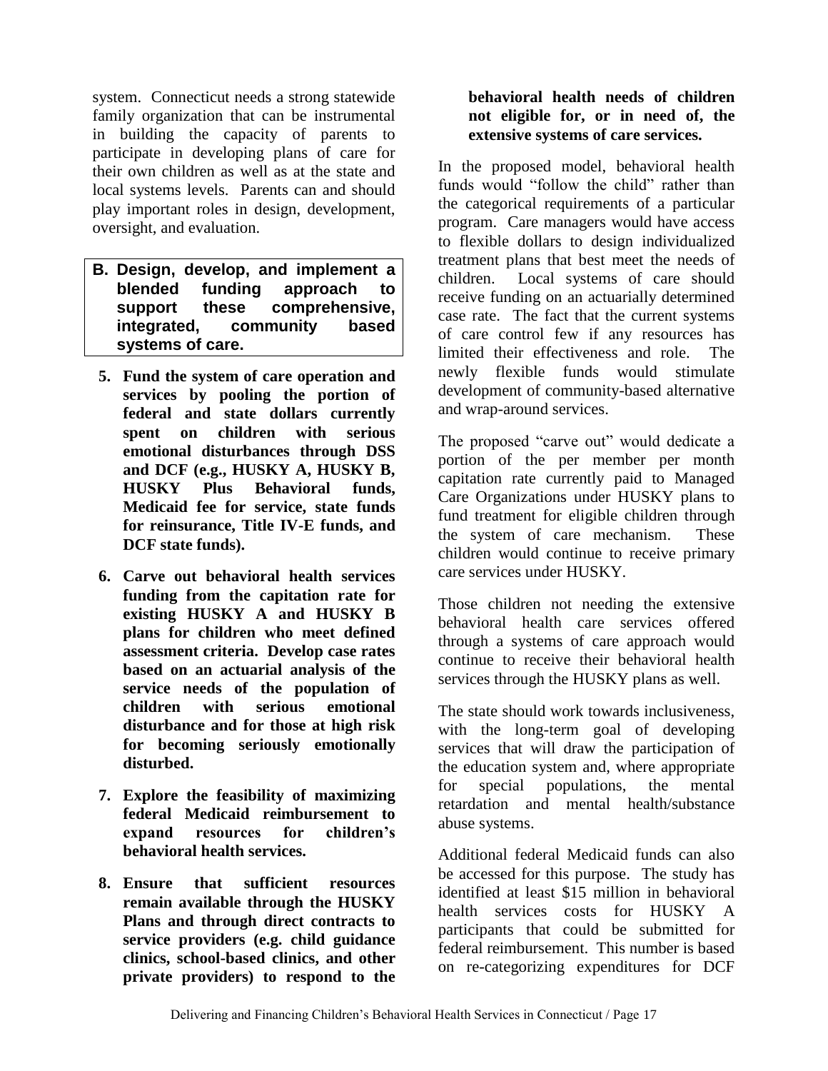system. Connecticut needs a strong statewide family organization that can be instrumental in building the capacity of parents to participate in developing plans of care for their own children as well as at the state and local systems levels. Parents can and should play important roles in design, development, oversight, and evaluation.

**B. Design, develop, and implement a blended funding approach to support these comprehensive, integrated, community based systems of care.**

5. **Fund the system of care operation and services by pooling the portion of federal and state dollars currently spent on children with serious emotional disturbances through DSS and DCF (e.g., HUSKY A, HUSKY B, HUSKY Plus Behavioral funds, Medicaid fee for service, state funds for reinsurance, Title IV-E funds, and DCF state funds).**

6. **Carve out behavioral health services funding from the capitation rate for existing HUSKY A and HUSKY B plans for children who meet defined assessment criteria. Develop case rates based on an actuarial analysis of the service needs of the population of children with serious emotional disturbance and for those at high risk for becoming seriously emotionally disturbed.**

7. **Explore the feasibility of maximizing federal Medicaid reimbursement to expand resources for children's behavioral health services.**

8. **Ensure that sufficient resources remain available through the HUSKY Plans and through direct contracts to service providers (e.g. child guidance clinics, school-based clinics, and other private providers) to respond to the behavioral health needs of children not eligible for, or in need of, the extensive systems of care services.**

In the proposed model, behavioral health funds would "follow the child" rather than the categorical requirements of a particular program. Care managers would have access to flexible dollars to design individualized treatment plans that best meet the needs of children. Local systems of care should receive funding on an actuarially determined case rate. The fact that the current systems of care control few if any resources has limited their effectiveness and role. The newly flexible funds would stimulate development of community-based alternative and wrap-around services.

The proposed "carve out" would dedicate a portion of the per member per month capitation rate currently paid to Managed Care Organizations under HUSKY plans to fund treatment for eligible children through the system of care mechanism. These children would continue to receive primary care services under HUSKY.

Those children not needing the extensive behavioral health care services offered through a systems of care approach would continue to receive their behavioral health services through the HUSKY plans as well.

The state should work towards inclusiveness, with the long-term goal of developing services that will draw the participation of the education system and, where appropriate for special populations, the mental retardation and mental health/substance abuse systems.

Additional federal Medicaid funds can also be accessed for this purpose. The study has identified at least $15 million in behavioral health services costs for HUSKY A participants that could be submitted for federal reimbursement. This number is based on re-categorizing expenditures for DCF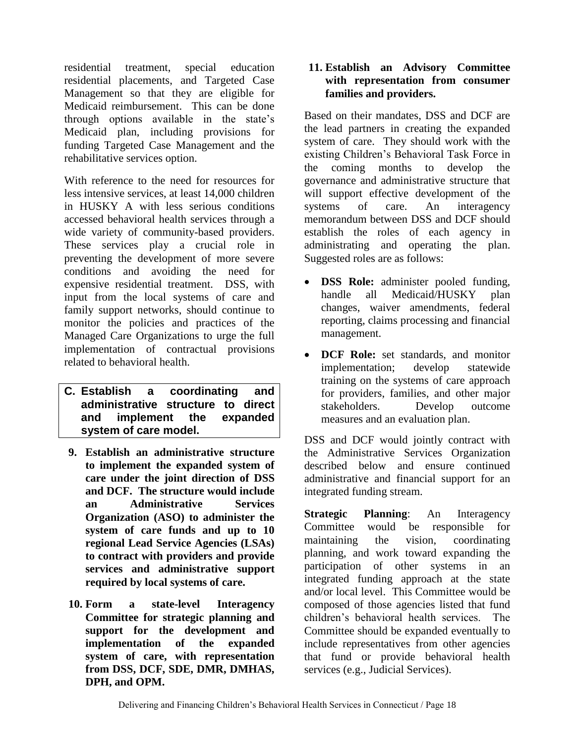residential treatment, special education residential placements, and Targeted Case Management so that they are eligible for Medicaid reimbursement. This can be done through options available in the state's Medicaid plan, including provisions for funding Targeted Case Management and the rehabilitative services option.

With reference to the need for resources for less intensive services, at least 14,000 children in HUSKY A with less serious conditions accessed behavioral health services through a wide variety of community-based providers. These services play a crucial role in preventing the development of more severe conditions and avoiding the need for expensive residential treatment. DSS, with input from the local systems of care and family support networks, should continue to monitor the policies and practices of the Managed Care Organizations to urge the full implementation of contractual provisions related to behavioral health.

## C. Establish a coordinating and administrative structure to direct and implement the expanded system of care model.

**9. Establish an administrative structure to implement the expanded system of care under the joint direction of DSS and DCF. The structure would include an Administrative Services Organization (ASO) to administer the system of care funds and up to 10 regional Lead Service Agencies (LSAs) to contract with providers and provide services and administrative support required by local systems of care.**

**10. Form a state-level Interagency Committee for strategic planning and support for the development and implementation of the expanded system of care, with representation from DSS, DCF, SDE, DMR, DMHAS, DPH, and OPM.**

**11. Establish an Advisory Committee with representation from consumer families and providers.**

Based on their mandates, DSS and DCF are the lead partners in creating the expanded system of care. They should work with the existing Children's Behavioral Task Force in the coming months to develop the governance and administrative structure that will support effective development of the systems of care. An interagency memorandum between DSS and DCF should establish the roles of each agency in administrating and operating the plan. Suggested roles are as follows:

- **DSS Role:** administer pooled funding, handle all Medicaid/HUSKY plan changes, waiver amendments, federal reporting, claims processing and financial management.
- **DCF Role:** set standards, and monitor implementation; develop statewide training on the systems of care approach for providers, families, and other major stakeholders. Develop outcome measures and an evaluation plan.

DSS and DCF would jointly contract with the Administrative Services Organization described below and ensure continued administrative and financial support for an integrated funding stream.

**Strategic Planning**: An Interagency Committee would be responsible for maintaining the vision, coordinating planning, and work toward expanding the participation of other systems in an integrated funding approach at the state and/or local level. This Committee would be composed of those agencies listed that fund children's behavioral health services. The Committee should be expanded eventually to include representatives from other agencies that fund or provide behavioral health services (e.g., Judicial Services).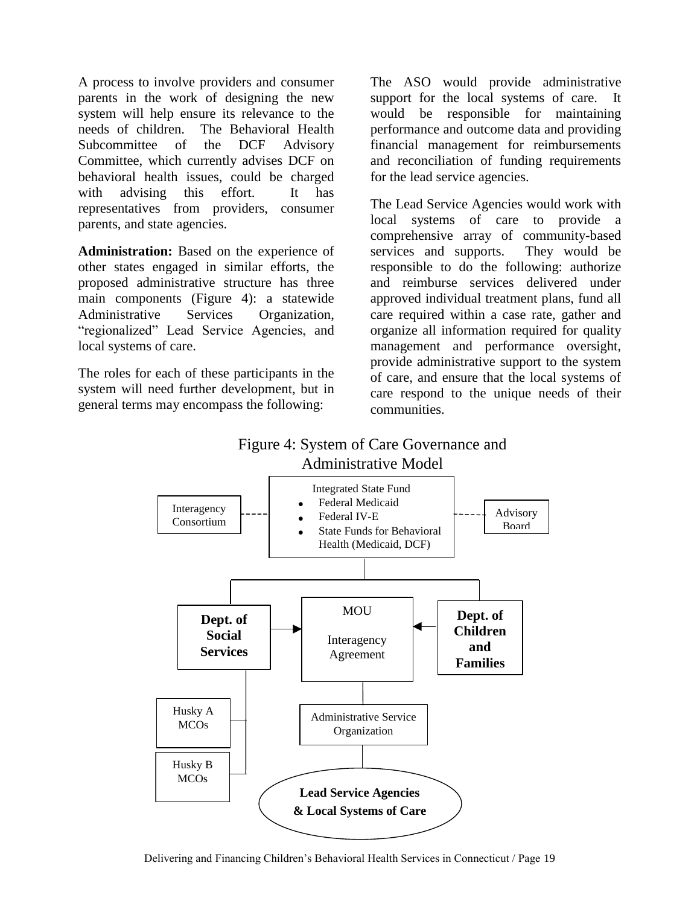A process to involve providers and consumer parents in the work of designing the new system will help ensure its relevance to the needs of children. The Behavioral Health Subcommittee of the DCF Advisory Committee, which currently advises DCF on behavioral health issues, could be charged with advising this effort. It has representatives from providers, consumer parents, and state agencies.

**Administration:** Based on the experience of other states engaged in similar efforts, the proposed administrative structure has three main components (Figure 4): a statewide Administrative Services Organization, "regionalized" Lead Service Agencies, and local systems of care.

The roles for each of these participants in the system will need further development, but in general terms may encompass the following:

The ASO would provide administrative support for the local systems of care. It would be responsible for maintaining performance and outcome data and providing financial management for reimbursements and reconciliation of funding requirements for the lead service agencies.

The Lead Service Agencies would work with local systems of care to provide a comprehensive array of community-based services and supports. They would be responsible to do the following: authorize and reimburse services delivered under approved individual treatment plans, fund all care required within a case rate, gather and organize all information required for quality management and performance oversight, provide administrative support to the system of care, and ensure that the local systems of care respond to the unique needs of their communities.

Figure 4: System of Care Governance and Administrative Model

Interagency Consortium

Integrated State Fund
- Federal Medicaid
- Federal IV-E
- State Funds for Behavioral Health (Medicaid, DCF)

Advisory Board

**Dept. of Social Services**

MOU
Interagency Agreement

**Dept. of Children and Families**

Husky A MCOs

Husky B MCOs

Administrative Service Organization

**Lead Service Agencies & Local Systems of Care**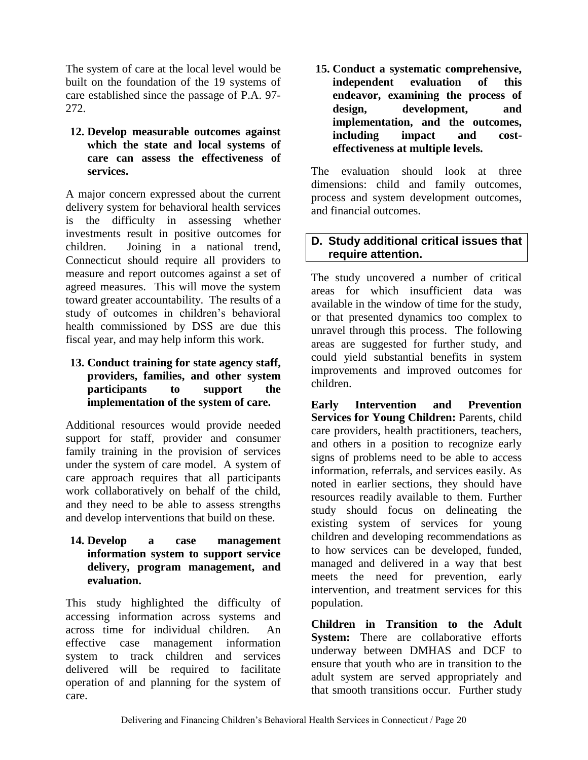The system of care at the local level would be built on the foundation of the 19 systems of care established since the passage of P.A. 97-272.

**12. Develop measurable outcomes against which the state and local systems of care can assess the effectiveness of services.**

A major concern expressed about the current delivery system for behavioral health services is the difficulty in assessing whether investments result in positive outcomes for children. Joining in a national trend, Connecticut should require all providers to measure and report outcomes against a set of agreed measures. This will move the system toward greater accountability. The results of a study of outcomes in children's behavioral health commissioned by DSS are due this fiscal year, and may help inform this work.

**13. Conduct training for state agency staff, providers, families, and other system participants to support the implementation of the system of care.**

Additional resources would provide needed support for staff, provider and consumer family training in the provision of services under the system of care model. A system of care approach requires that all participants work collaboratively on behalf of the child, and they need to be able to assess strengths and develop interventions that build on these.

**14. Develop a case management information system to support service delivery, program management, and evaluation.**

This study highlighted the difficulty of accessing information across systems and across time for individual children. An effective case management information system to track children and services delivered will be required to facilitate operation of and planning for the system of care.

**15. Conduct a systematic comprehensive, independent evaluation of this endeavor, examining the process of design, development, and implementation, and the outcomes, including impact and cost-effectiveness at multiple levels.**

The evaluation should look at three dimensions: child and family outcomes, process and system development outcomes, and financial outcomes.

## D. Study additional critical issues that require attention.

The study uncovered a number of critical areas for which insufficient data was available in the window of time for the study, or that presented dynamics too complex to unravel through this process. The following areas are suggested for further study, and could yield substantial benefits in system improvements and improved outcomes for children.

**Early Intervention and Prevention Services for Young Children:** Parents, child care providers, health practitioners, teachers, and others in a position to recognize early signs of problems need to be able to access information, referrals, and services easily. As noted in earlier sections, they should have resources readily available to them. Further study should focus on delineating the existing system of services for young children and developing recommendations as to how services can be developed, funded, managed and delivered in a way that best meets the need for prevention, early intervention, and treatment services for this population.

**Children in Transition to the Adult System:** There are collaborative efforts underway between DMHAS and DCF to ensure that youth who are in transition to the adult system are served appropriately and that smooth transitions occur. Further study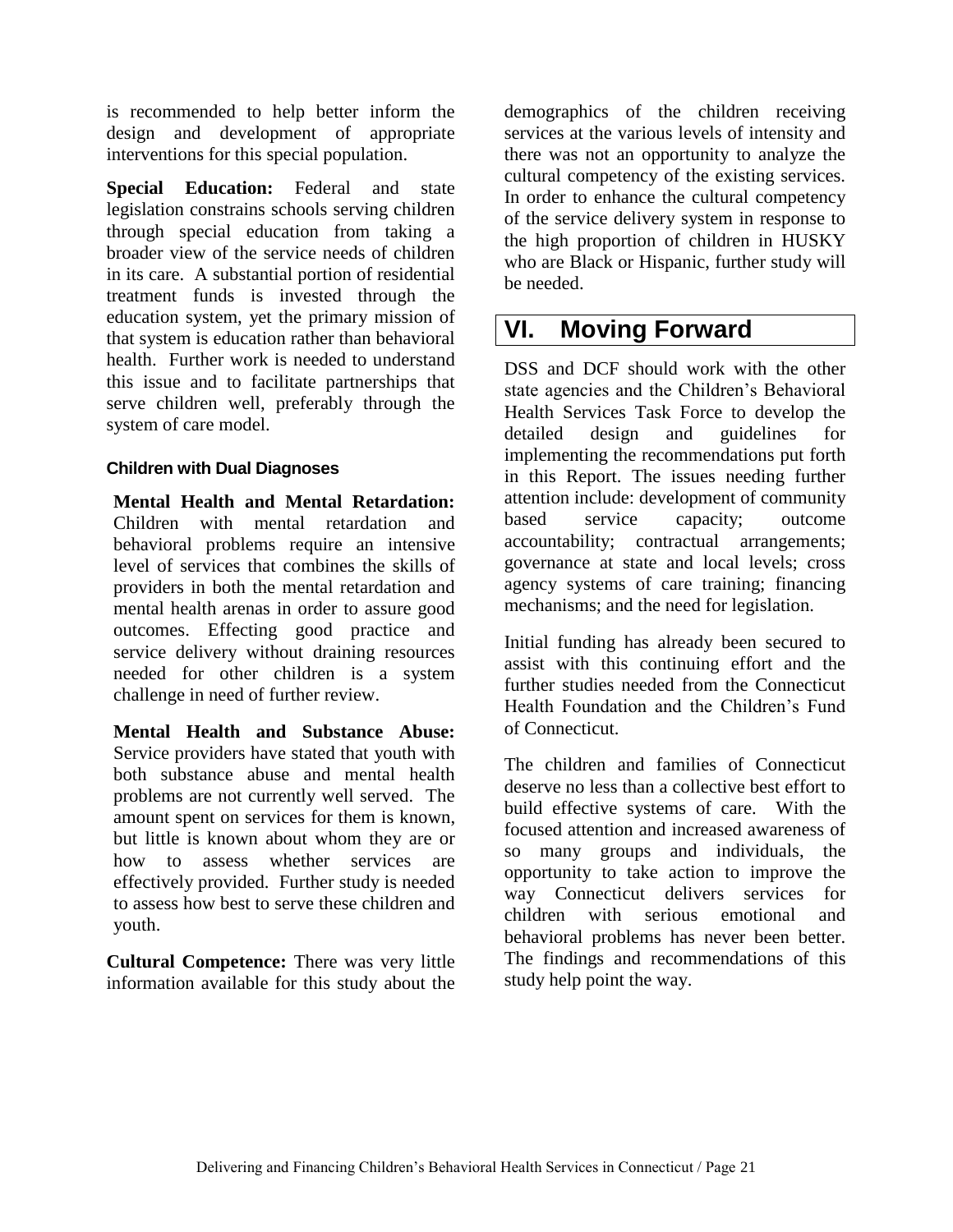is recommended to help better inform the design and development of appropriate interventions for this special population.

**Special Education:** Federal and state legislation constrains schools serving children through special education from taking a broader view of the service needs of children in its care. A substantial portion of residential treatment funds is invested through the education system, yet the primary mission of that system is education rather than behavioral health. Further work is needed to understand this issue and to facilitate partnerships that serve children well, preferably through the system of care model.

#### Children with Dual Diagnoses

**Mental Health and Mental Retardation:** Children with mental retardation and behavioral problems require an intensive level of services that combines the skills of providers in both the mental retardation and mental health arenas in order to assure good outcomes. Effecting good practice and service delivery without draining resources needed for other children is a system challenge in need of further review.

**Mental Health and Substance Abuse:** Service providers have stated that youth with both substance abuse and mental health problems are not currently well served. The amount spent on services for them is known, but little is known about whom they are or how to assess whether services are effectively provided. Further study is needed to assess how best to serve these children and youth.

**Cultural Competence:** There was very little information available for this study about the demographics of the children receiving services at the various levels of intensity and there was not an opportunity to analyze the cultural competency of the existing services. In order to enhance the cultural competency of the service delivery system in response to the high proportion of children in HUSKY who are Black or Hispanic, further study will be needed.

## VI. Moving Forward

DSS and DCF should work with the other state agencies and the Children's Behavioral Health Services Task Force to develop the detailed design and guidelines for implementing the recommendations put forth in this Report. The issues needing further attention include: development of community based service capacity; outcome accountability; contractual arrangements; governance at state and local levels; cross agency systems of care training; financing mechanisms; and the need for legislation.

Initial funding has already been secured to assist with this continuing effort and the further studies needed from the Connecticut Health Foundation and the Children's Fund of Connecticut.

The children and families of Connecticut deserve no less than a collective best effort to build effective systems of care. With the focused attention and increased awareness of so many groups and individuals, the opportunity to take action to improve the way Connecticut delivers services for children with serious emotional and behavioral problems has never been better. The findings and recommendations of this study help point the way.